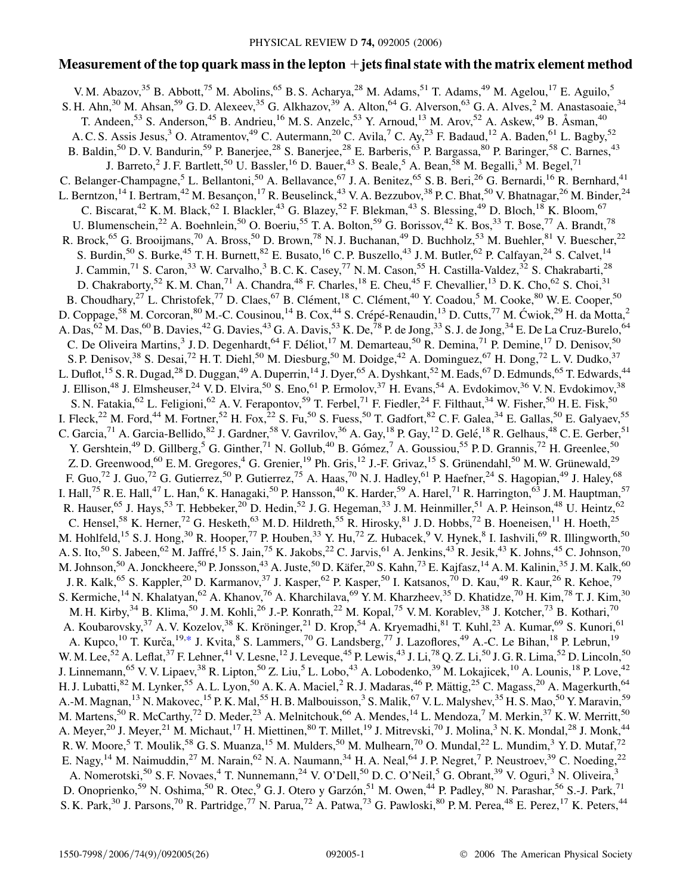# Measurement of the top quark mass in the lepton +jets final state with the matrix element method

V. M. Abazov,[35] B. Abbott,[75] M. Abolins,[65] B. S. Acharya,[28] M. Adams,[51] T. Adams,[49] M. Agelou,[17] E. Aguilo,[5] S. H. Ahn,[30] M. Ahsan,[59] G. D. Alexeev,[35] G. Alkhazov,[39] A. Alton,[64] G. Alverson,[63] G. A. Alves,[2] M. Anastasoaie,[34] T. Andeen,[53] S. Anderson,[45] B. Andrieu,[16] M. S. Anzelc,[53] Y. Arnoud,[13] M. Arov,[52] A. Askew,[49] B. Åsman,[40] A. C. S. Assis Jesus,[3] O. Atramentov,[49] C. Autermann,[20] C. Avila,[7] C. Ay,[23] F. Badaud,[12] A. Baden,[61] L. Bagby,[52] B. Baldin,[50] D. V. Bandurin,[59] P. Banerjee,[28] S. Banerjee,[28] E. Barberis,[63] P. Bargassa,[80] P. Baringer,[58] C. Barnes,[43] J. Barreto,[2] J. F. Bartlett,[50] U. Bassler,[16] D. Bauer,[43] S. Beale,[5] A. Bean,[58] M. Begalli,[3] M. Begel,[71] C. Belanger-Champagne,[5] L. Bellantoni,[50] A. Bellavance,[67] J. A. Benitez,[65] S. B. Beri,[26] G. Bernardi,[16] R. Bernhard,[41] L. Berntzon,[14] I. Bertram,[42] M. Besançon,[17] R. Beuselinck,[43] V. A. Bezzubov,[38] P. C. Bhat,[50] V. Bhatnagar,[26] M. Binder,[24] C. Biscarat,[42] K. M. Black,[62] I. Blackler,[43] G. Blazey,[52] F. Blekman,[43] S. Blessing,[49] D. Bloch,[18] K. Bloom,[67] U. Blumenschein,[22] A. Boehnlein,[50] O. Boeriu,[55] T. A. Bolton,[59] G. Borissov,[42] K. Bos,[33] T. Bose,[77] A. Brandt,[78] R. Brock,[65] G. Brooijmans,[70] A. Bross,[50] D. Brown,[78] N. J. Buchanan,[49] D. Buchholz,[53] M. Buehler,[81] V. Buescher,[22] S. Burdin,[50] S. Burke,[45] T. H. Burnett,[82] E. Busato,[16] C. P. Buszello,[43] J. M. Butler,[62] P. Calfayan,[24] S. Calvet,[14] J. Cammin,[71] S. Caron,[33] W. Carvalho,[3] B. C. K. Casey,[77] N. M. Cason,[55] H. Castilla-Valdez,[32] S. Chakrabarti,[28] D. Chakraborty,[52] K. M. Chan,[71] A. Chandra,[48] F. Charles,[18] E. Cheu,[45] F. Chevallier,[13] D. K. Cho,[62] S. Choi,[31] B. Choudhary,[27] L. Christofek,[77] D. Claes,[67] B. Clément,[18] C. Clément,[40] Y. Coadou,[5] M. Cooke,[80] W. E. Cooper,[50] D. Coppage,[58] M. Corcoran,[80] M.-C. Cousinou,[14] B. Cox,[44] S. Crépé-Renaudin,[13] D. Cutts,[77] M. Ćwiok,[29] H. da Motta,[2] A. Das,[62] M. Das,[60] B. Davies,[42] G. Davies,[43] G. A. Davis,[53] K. De,[78] P. de Jong,[33] S. J. de Jong,[34] E. De La Cruz-Burelo,[64] C. De Oliveira Martins,[3] J. D. Degenhardt,[64] F. Déliot,[17] M. Demarteau,[50] R. Demina,[71] P. Demine,[17] D. Denisov,[50] S. P. Denisov,[38] S. Desai,[72] H. T. Diehl,[50] M. Diesburg,[50] M. Doidge,[42] A. Dominguez,[67] H. Dong,[72] L. V. Dudko,[37] L. Duflot,[15] S. R. Dugad,[28] D. Duggan,[49] A. Duperrin,[14] J. Dyer,[65] A. Dyshkant,[52] M. Eads,[67] D. Edmunds,[65] T. Edwards,[44] J. Ellison,[48] J. Elmsheuser,[24] V. D. Elvira,[50] S. Eno,[61] P. Ermolov,[37] H. Evans,[54] A. Evdokimov,[36] V. N. Evdokimov,[38] S. N. Fatakia,[62] L. Feligioni,[62] A. V. Ferapontov,[59] T. Ferbel,[71] F. Fiedler,[24] F. Filthaut,[34] W. Fisher,[50] H. E. Fisk,[50] I. Fleck,[22] M. Ford,[44] M. Fortner,[52] H. Fox,[22] S. Fu,[50] S. Fuess,[50] T. Gadfort,[82] C. F. Galea,[34] E. Gallas,[50] E. Galyaev,[55] C. Garcia,[71] A. Garcia-Bellido,[82] J. Gardner,[58] V. Gavrilov,[36] A. Gay,[18] P. Gay,[12] D. Gelé,[18] R. Gelhaus,[48] C. E. Gerber,[51] Y. Gershtein,[49] D. Gillberg,[5] G. Ginther,[71] N. Gollub,[40] B. Gómez,[7] A. Goussiou,[55] P. D. Grannis,[72] H. Greenlee,[50] Z. D. Greenwood,[60] E. M. Gregores,[4] G. Grenier,[19] Ph. Gris,[12] J.-F. Grivaz,[15] S. Grünendahl,[50] M. W. Grünewald,[29] F. Guo,[72] J. Guo,[72] G. Gutierrez,[50] P. Gutierrez,[75] A. Haas,[70] N. J. Hadley,[61] P. Haefner,[24] S. Hagopian,[49] J. Haley,[68] I. Hall,[75] R. E. Hall,[47] L. Han,[6] K. Hanagaki,[50] P. Hansson,[40] K. Harder,[59] A. Harel,[71] R. Harrington,[63] J. M. Hauptman,[57] R. Hauser,[65] J. Hays,[53] T. Hebbeker,[20] D. Hedin,[52] J. G. Hegeman,[33] J. M. Heinmiller,[51] A. P. Heinson,[48] U. Heintz,[62] C. Hensel,[58] K. Herner,[72] G. Hesketh,[63] M. D. Hildreth,[55] R. Hirosky,[81] J. D. Hobbs,[72] B. Hoeneisen,[11] H. Hoeth,[25] M. Hohlfeld,[15] S. J. Hong,[30] R. Hooper,[77] P. Houben,[33] Y. Hu,[72] Z. Hubacek,[9] V. Hynek,[8] I. Iashvili,[69] R. Illingworth,[50] A. S. Ito,[50] S. Jabeen,[62] M. Jaffré,[15] S. Jain,[75] K. Jakobs,[22] C. Jarvis,[61] A. Jenkins,[43] R. Jesik,[43] K. Johns,[45] C. Johnson,[70] M. Johnson,[50] A. Jonckheere,[50] P. Jonsson,[43] A. Juste,[50] D. Käfer,[20] S. Kahn,[73] E. Kajfasz,[14] A. M. Kalinin,[35] J. M. Kalk,[60] J. R. Kalk,[65] S. Kappler,[20] D. Karmanov,[37] J. Kasper,[62] P. Kasper,[50] I. Katsanos,[70] D. Kau,[49] R. Kaur,[26] R. Kehoe,[79] S. Kermiche,[14] N. Khalatyan,[62] A. Khanov,[76] A. Kharchilava,[69] Y. M. Kharzheev,[35] D. Khatidze,[70] H. Kim,[78] T. J. Kim,[30] M. H. Kirby,[34] B. Klima,[50] J. M. Kohli,[26] J.-P. Konrath,[22] M. Kopal,[75] V. M. Korablev,[38] J. Kotcher,[73] B. Kothari,[70] A. Koubarovsky,[37] A. V. Kozelov,[38] K. Kröninger,[21] D. Krop,[54] A. Kryemadhi,[81] T. Kuhl,[23] A. Kumar,[69] S. Kunori,[61] A. Kupco,[10] T. Kurča,[19,*] J. Kvita,[8] S. Lammers,[70] G. Landsberg,[77] J. Lazoflores,[49] A.-C. Le Bihan,[18] P. Lebrun,[19] W. M. Lee,[52] A. Leflat,[37] F. Lehner,[41] V. Lesne,[12] J. Leveque,[45] P. Lewis,[43] J. Li,[78] Q. Z. Li,[50] J. G. R. Lima,[52] D. Lincoln,[50] J. Linnemann,[65] V. V. Lipaev,[38] R. Lipton,[50] Z. Liu,[5] L. Lobo,[43] A. Lobodenko,[39] M. Lokajicek,[10] A. Lounis,[18] P. Love,[42] H. J. Lubatti,[82] M. Lynker,[55] A. L. Lyon,[50] A. K. A. Maciel,[2] R. J. Madaras,[46] P. Mättig,[25] C. Magass,[20] A. Magerkurth,[64] A.-M. Magnan,[13] N. Makovec,[15] P. K. Mal,[55] H. B. Malbouisson,[3] S. Malik,[67] V. L. Malyshev,[35] H. S. Mao,[50] Y. Maravin,[59] M. Martens,[50] R. McCarthy,[72] D. Meder,[23] A. Melnitchouk,[66] A. Mendes,[14] L. Mendoza,[7] M. Merkin,[37] K. W. Merritt,[50] A. Meyer,[20] J. Meyer,[21] M. Michaut,[17] H. Miettinen,[80] T. Millet,[19] J. Mitrevski,[70] J. Molina,[3] N. K. Mondal,[28] J. Monk,[44] R. W. Moore,[5] T. Moulik,[58] G. S. Muanza,[15] M. Mulders,[50] M. Mulhearn,[70] O. Mundal,[22] L. Mundim,[3] Y. D. Mutaf,[72] E. Nagy,[14] M. Naimuddin,[27] M. Narain,[62] N. A. Naumann,[34] H. A. Neal,[64] J. P. Negret,[7] P. Neustroev,[39] C. Noeding,[22] A. Nomerotski,[50] S. F. Novaes,[4] T. Nunnemann,[24] V. O'Dell,[50] D. C. O'Neil,[5] G. Obrant,[39] V. Oguri,[3] N. Oliveira,[3] D. Onoprienko,[59] N. Oshima,[50] R. Otec,[9] G. J. Otero y Garzón,[51] M. Owen,[44] P. Padley,[80] N. Parashar,[56] S.-J. Park,[71] S. K. Park,[30] J. Parsons,[70] R. Partridge,[77] N. Parua,[72] A. Patwa,[73] G. Pawloski,[80] P. M. Perea,[48] E. Perez,[17] K. Peters,[44]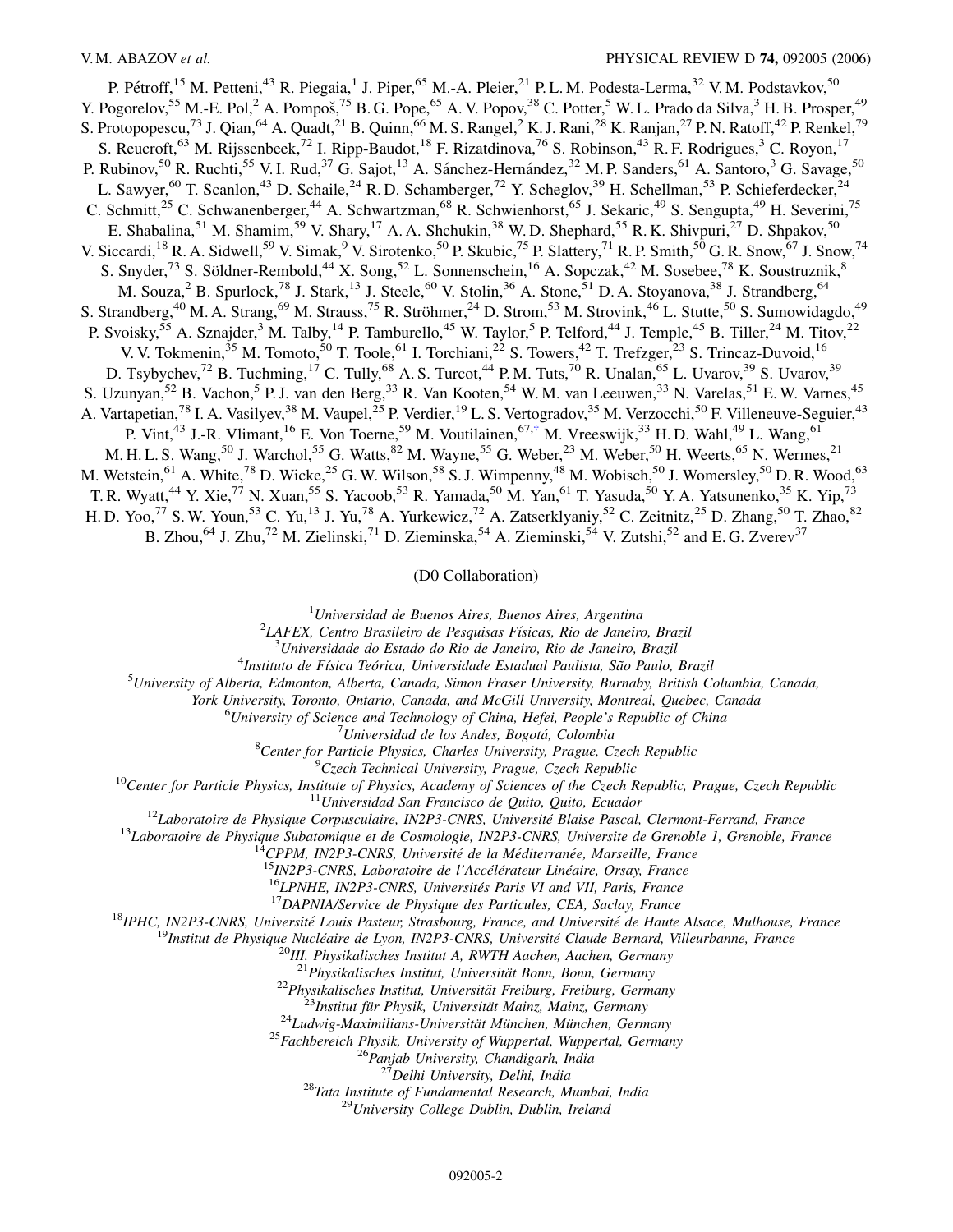P. Pétroff,[15] M. Petteni,[43] R. Piegaia,[1] J. Piper,[65] M.-A. Pleier,[21] P. L. M. Podesta-Lerma,[32] V. M. Podstavkov,[50] Y. Pogorelov,[55] M.-E. Pol,[2] A. Pompoš,[75] B. G. Pope,[65] A. V. Popov,[38] C. Potter,[5] W. L. Prado da Silva,[3] H. B. Prosper,[49] S. Protopopescu,[73] J. Qian,[64] A. Quadt,[21] B. Quinn,[66] M. S. Rangel,[2] K. J. Rani,[28] K. Ranjan,[27] P. N. Ratoff,[42] P. Renkel,[79] S. Reucroft,[63] M. Rijssenbeek,[72] I. Ripp-Baudot,[18] F. Rizatdinova,[76] S. Robinson,[43] R. F. Rodrigues,[3] C. Royon,[17] P. Rubinov,[50] R. Ruchti,[55] V. I. Rud,[37] G. Sajot,[13] A. Sánchez-Hernández,[32] M. P. Sanders,[61] A. Santoro,[3] G. Savage,[50] L. Sawyer,[60] T. Scanlon,[43] D. Schaile,[24] R. D. Schamberger,[72] Y. Scheglov,[39] H. Schellman,[53] P. Schieferdecker,[24] C. Schmitt,[25] C. Schwanenberger,[44] A. Schwartzman,[68] R. Schwienhorst,[65] J. Sekaric,[49] S. Sengupta,[49] H. Severini,[75] E. Shabalina,[51] M. Shamim,[59] V. Shary,[17] A. A. Shchukin,[38] W. D. Shephard,[55] R. K. Shivpuri,[27] D. Shpakov,[50] V. Siccardi,[18] R. A. Sidwell,[59] V. Simak,[9] V. Sirotenko,[50] P. Skubic,[75] P. Slattery,[71] R. P. Smith,[50] G. R. Snow,[67] J. Snow,[74] S. Snyder,[73] S. Söldner-Rembold,[44] X. Song,[52] L. Sonnenschein,[16] A. Sopczak,[42] M. Sosebee,[78] K. Soustruznik,[8] M. Souza,[2] B. Spurlock,[78] J. Stark,[13] J. Steele,[60] V. Stolin,[36] A. Stone,[51] D. A. Stoyanova,[38] J. Strandberg,[64] S. Strandberg,[40] M. A. Strang,[69] M. Strauss,[75] R. Ströhmer,[24] D. Strom,[53] M. Strovink,[46] L. Stutte,[50] S. Sumowidagdo,[49] P. Svoisky,[55] A. Sznajder,[3] M. Talby,[14] P. Tamburello,[45] W. Taylor,[5] P. Telford,[44] J. Temple,[45] B. Tiller,[24] M. Titov,[22] V. V. Tokmenin,[35] M. Tomoto,[50] T. Toole,[61] I. Torchiani,[22] S. Towers,[42] T. Trefzger,[23] S. Trincaz-Duvoid,[16] D. Tsybychev,[72] B. Tuchming,[17] C. Tully,[68] A. S. Turcot,[44] P. M. Tuts,[70] R. Unalan,[65] L. Uvarov,[39] S. Uvarov,[39] S. Uzunyan,[52] B. Vachon,[5] P. J. van den Berg,[33] R. Van Kooten,[54] W. M. van Leeuwen,[33] N. Varelas,[51] E. W. Varnes,[45] A. Vartapetian,[78] I. A. Vasilyev,[38] M. Vaupel,[25] P. Verdier,[19] L. S. Vertogradov,[35] M. Verzocchi,[50] F. Villeneuve-Seguier,[43] P. Vint,[43] J.-R. Vlimant,[16] E. Von Toerne,[59] M. Voutilainen,[67,†] M. Vreeswijk,[33] H. D. Wahl,[49] L. Wang,[61] M. H. L. S. Wang,[50] J. Warchol,[55] G. Watts,[82] M. Wayne,[55] G. Weber,[23] M. Weber,[50] H. Weerts,[65] N. Wermes,[21] M. Wetstein,[61] A. White,[78] D. Wicke,[25] G. W. Wilson,[58] S. J. Wimpenny,[48] M. Wobisch,[50] J. Womersley,[50] D. R. Wood,[63] T. R. Wyatt,[44] Y. Xie,[77] N. Xuan,[55] S. Yacoob,[53] R. Yamada,[50] M. Yan,[61] T. Yasuda,[50] Y. A. Yatsunenko,[35] K. Yip,[73] H. D. Yoo,[77] S. W. Youn,[53] C. Yu,[13] J. Yu,[78] A. Yurkewicz,[72] A. Zatserklyaniy,[52] C. Zeitnitz,[25] D. Zhang,[50] T. Zhao,[82] B. Zhou,[64] J. Zhu,[72] M. Zielinski,[71] D. Zieminska,[54] A. Zieminski,[54] V. Zutshi,[52] and E. G. Zverev[37]

(D0 Collaboration)

[1]*Universidad de Buenos Aires, Buenos Aires, Argentina*
[2]*LAFEX, Centro Brasileiro de Pesquisas Físicas, Rio de Janeiro, Brazil*
[3]*Universidade do Estado do Rio de Janeiro, Rio de Janeiro, Brazil*
[4]*Instituto de Física Teórica, Universidade Estadual Paulista, São Paulo, Brazil*
[5]*University of Alberta, Edmonton, Alberta, Canada, Simon Fraser University, Burnaby, British Columbia, Canada, York University, Toronto, Ontario, Canada, and McGill University, Montreal, Quebec, Canada*
[6]*University of Science and Technology of China, Hefei, People's Republic of China*
[7]*Universidad de los Andes, Bogotá, Colombia*
[8]*Center for Particle Physics, Charles University, Prague, Czech Republic*
[9]*Czech Technical University, Prague, Czech Republic*
[10]*Center for Particle Physics, Institute of Physics, Academy of Sciences of the Czech Republic, Prague, Czech Republic*
[11]*Universidad San Francisco de Quito, Quito, Ecuador*
[12]*Laboratoire de Physique Corpusculaire, IN2P3-CNRS, Université Blaise Pascal, Clermont-Ferrand, France*
[13]*Laboratoire de Physique Subatomique et de Cosmologie, IN2P3-CNRS, Universite de Grenoble 1, Grenoble, France*
[14]*CPPM, IN2P3-CNRS, Université de la Méditerranée, Marseille, France*
[15]*IN2P3-CNRS, Laboratoire de l'Accélérateur Linéaire, Orsay, France*
[16]*LPNHE, IN2P3-CNRS, Universités Paris VI and VII, Paris, France*
[17]*DAPNIA/Service de Physique des Particules, CEA, Saclay, France*
[18]*IPHC, IN2P3-CNRS, Université Louis Pasteur, Strasbourg, France, and Université de Haute Alsace, Mulhouse, France*
[19]*Institut de Physique Nucléaire de Lyon, IN2P3-CNRS, Université Claude Bernard, Villeurbanne, France*
[20]*III. Physikalisches Institut A, RWTH Aachen, Aachen, Germany*
[21]*Physikalisches Institut, Universität Bonn, Bonn, Germany*
[22]*Physikalisches Institut, Universität Freiburg, Freiburg, Germany*
[23]*Institut für Physik, Universität Mainz, Mainz, Germany*
[24]*Ludwig-Maximilians-Universität München, München, Germany*
[25]*Fachbereich Physik, University of Wuppertal, Wuppertal, Germany*
[26]*Panjab University, Chandigarh, India*
[27]*Delhi University, Delhi, India*
[28]*Tata Institute of Fundamental Research, Mumbai, India*
[29]*University College Dublin, Dublin, Ireland*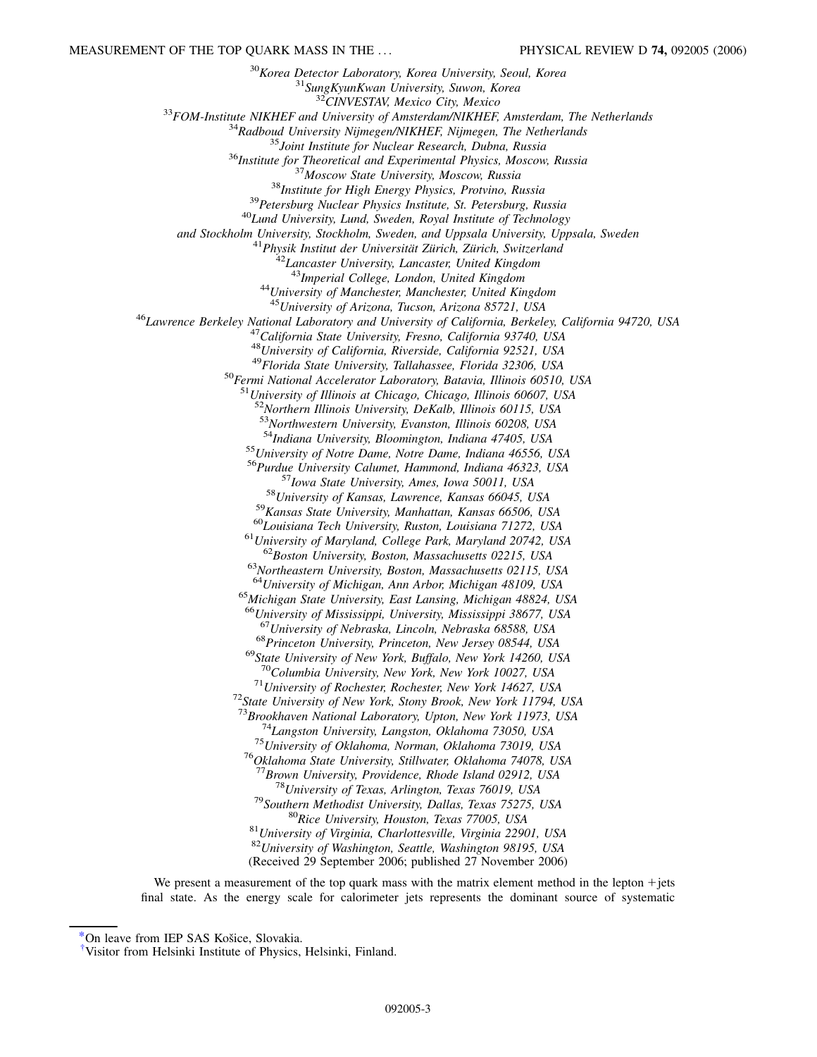[30]Korea Detector Laboratory, Korea University, Seoul, Korea
[31]SungKyunKwan University, Suwon, Korea
[32]CINVESTAV, Mexico City, Mexico
[33]FOM-Institute NIKHEF and University of Amsterdam/NIKHEF, Amsterdam, The Netherlands
[34]Radboud University Nijmegen/NIKHEF, Nijmegen, The Netherlands
[35]Joint Institute for Nuclear Research, Dubna, Russia
[36]Institute for Theoretical and Experimental Physics, Moscow, Russia
[37]Moscow State University, Moscow, Russia
[38]Institute for High Energy Physics, Protvino, Russia
[39]Petersburg Nuclear Physics Institute, St. Petersburg, Russia
[40]Lund University, Lund, Sweden, Royal Institute of Technology and Stockholm University, Stockholm, Sweden, and Uppsala University, Uppsala, Sweden
[41]Physik Institut der Universität Zürich, Zürich, Switzerland
[42]Lancaster University, Lancaster, United Kingdom
[43]Imperial College, London, United Kingdom
[44]University of Manchester, Manchester, United Kingdom
[45]University of Arizona, Tucson, Arizona 85721, USA
[46]Lawrence Berkeley National Laboratory and University of California, Berkeley, California 94720, USA
[47]California State University, Fresno, California 93740, USA
[48]University of California, Riverside, California 92521, USA
[49]Florida State University, Tallahassee, Florida 32306, USA
[50]Fermi National Accelerator Laboratory, Batavia, Illinois 60510, USA
[51]University of Illinois at Chicago, Chicago, Illinois 60607, USA
[52]Northern Illinois University, DeKalb, Illinois 60115, USA
[53]Northwestern University, Evanston, Illinois 60208, USA
[54]Indiana University, Bloomington, Indiana 47405, USA
[55]University of Notre Dame, Notre Dame, Indiana 46556, USA
[56]Purdue University Calumet, Hammond, Indiana 46323, USA
[57]Iowa State University, Ames, Iowa 50011, USA
[58]University of Kansas, Lawrence, Kansas 66045, USA
[59]Kansas State University, Manhattan, Kansas 66506, USA
[60]Louisiana Tech University, Ruston, Louisiana 71272, USA
[61]University of Maryland, College Park, Maryland 20742, USA
[62]Boston University, Boston, Massachusetts 02215, USA
[63]Northeastern University, Boston, Massachusetts 02115, USA
[64]University of Michigan, Ann Arbor, Michigan 48109, USA
[65]Michigan State University, East Lansing, Michigan 48824, USA
[66]University of Mississippi, University, Mississippi 38677, USA
[67]University of Nebraska, Lincoln, Nebraska 68588, USA
[68]Princeton University, Princeton, New Jersey 08544, USA
[69]State University of New York, Buffalo, New York 14260, USA
[70]Columbia University, New York, New York 10027, USA
[71]University of Rochester, Rochester, New York 14627, USA
[72]State University of New York, Stony Brook, New York 11794, USA
[73]Brookhaven National Laboratory, Upton, New York 11973, USA
[74]Langston University, Langston, Oklahoma 73050, USA
[75]University of Oklahoma, Norman, Oklahoma 73019, USA
[76]Oklahoma State University, Stillwater, Oklahoma 74078, USA
[77]Brown University, Providence, Rhode Island 02912, USA
[78]University of Texas, Arlington, Texas 76019, USA
[79]Southern Methodist University, Dallas, Texas 75275, USA
[80]Rice University, Houston, Texas 77005, USA
[81]University of Virginia, Charlottesville, Virginia 22901, USA
[82]University of Washington, Seattle, Washington 98195, USA
(Received 29 September 2006; published 27 November 2006)

We present a measurement of the top quark mass with the matrix element method in the lepton +jets final state. As the energy scale for calorimeter jets represents the dominant source of systematic

[*]On leave from IEP SAS Košice, Slovakia.
[†]Visitor from Helsinki Institute of Physics, Helsinki, Finland.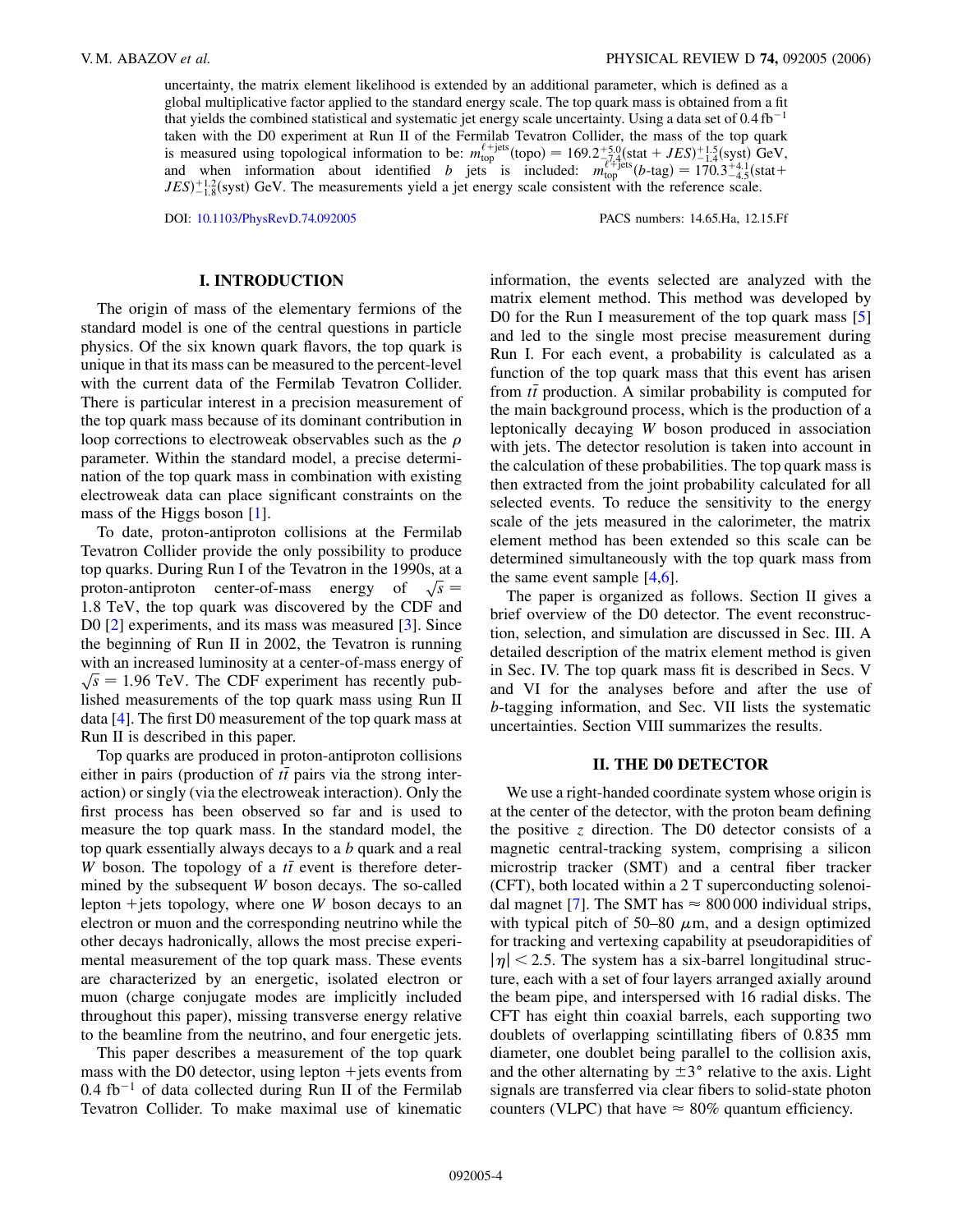uncertainty, the matrix element likelihood is extended by an additional parameter, which is defined as a global multiplicative factor applied to the standard energy scale. The top quark mass is obtained from a fit that yields the combined statistical and systematic jet energy scale uncertainty. Using a data set of 0.4 fb$^{-1}$ taken with the D0 experiment at Run II of the Fermilab Tevatron Collider, the mass of the top quark is measured using topological information to be: $m_{\rm top}^{\ell+{\rm jets}}({\rm topo}) = 169.2^{+5.0}_{-7.4}({\rm stat} + JES)^{+1.5}_{-1.4}({\rm syst})$ GeV, and when information about identified $b$ jets is included: $m_{\rm top}^{\ell+{\rm jets}}(b\text{-tag}) = 170.3^{+4.1}_{-4.5}({\rm stat} + JES)^{+1.2}_{-1.8}({\rm syst})$ GeV. The measurements yield a jet energy scale consistent with the reference scale.

DOI: 10.1103/PhysRevD.74.092005

PACS numbers: 14.65.Ha, 12.15.Ff

## I. INTRODUCTION

The origin of mass of the elementary fermions of the standard model is one of the central questions in particle physics. Of the six known quark flavors, the top quark is unique in that its mass can be measured to the percent-level with the current data of the Fermilab Tevatron Collider. There is particular interest in a precision measurement of the top quark mass because of its dominant contribution in loop corrections to electroweak observables such as the $\rho$ parameter. Within the standard model, a precise determination of the top quark mass in combination with existing electroweak data can place significant constraints on the mass of the Higgs boson [1].

To date, proton-antiproton collisions at the Fermilab Tevatron Collider provide the only possibility to produce top quarks. During Run I of the Tevatron in the 1990s, at a proton-antiproton center-of-mass energy of $\sqrt{s} = 1.8$ TeV, the top quark was discovered by the CDF and D0 [2] experiments, and its mass was measured [3]. Since the beginning of Run II in 2002, the Tevatron is running with an increased luminosity at a center-of-mass energy of $\sqrt{s} = 1.96$ TeV. The CDF experiment has recently published measurements of the top quark mass using Run II data [4]. The first D0 measurement of the top quark mass at Run II is described in this paper.

Top quarks are produced in proton-antiproton collisions either in pairs (production of $t\bar{t}$ pairs via the strong interaction) or singly (via the electroweak interaction). Only the first process has been observed so far and is used to measure the top quark mass. In the standard model, the top quark essentially always decays to a $b$ quark and a real $W$ boson. The topology of a $t\bar{t}$ event is therefore determined by the subsequent $W$ boson decays. The so-called lepton +jets topology, where one $W$ boson decays to an electron or muon and the corresponding neutrino while the other decays hadronically, allows the most precise experimental measurement of the top quark mass. These events are characterized by an energetic, isolated electron or muon (charge conjugate modes are implicitly included throughout this paper), missing transverse energy relative to the beamline from the neutrino, and four energetic jets.

This paper describes a measurement of the top quark mass with the D0 detector, using lepton +jets events from 0.4 fb$^{-1}$ of data collected during Run II of the Fermilab Tevatron Collider. To make maximal use of kinematic information, the events selected are analyzed with the matrix element method. This method was developed by D0 for the Run I measurement of the top quark mass [5] and led to the single most precise measurement during Run I. For each event, a probability is calculated as a function of the top quark mass that this event has arisen from $t\bar{t}$ production. A similar probability is computed for the main background process, which is the production of a leptonically decaying $W$ boson produced in association with jets. The detector resolution is taken into account in the calculation of these probabilities. The top quark mass is then extracted from the joint probability calculated for all selected events. To reduce the sensitivity to the energy scale of the jets measured in the calorimeter, the matrix element method has been extended so this scale can be determined simultaneously with the top quark mass from the same event sample [4,6].

The paper is organized as follows. Section II gives a brief overview of the D0 detector. The event reconstruction, selection, and simulation are discussed in Sec. III. A detailed description of the matrix element method is given in Sec. IV. The top quark mass fit is described in Secs. V and VI for the analyses before and after the use of $b$-tagging information, and Sec. VII lists the systematic uncertainties. Section VIII summarizes the results.

## II. THE D0 DETECTOR

We use a right-handed coordinate system whose origin is at the center of the detector, with the proton beam defining the positive $z$ direction. The D0 detector consists of a magnetic central-tracking system, comprising a silicon microstrip tracker (SMT) and a central fiber tracker (CFT), both located within a 2 T superconducting solenoidal magnet [7]. The SMT has $\approx 800\,000$ individual strips, with typical pitch of 50–80 $\mu$m, and a design optimized for tracking and vertexing capability at pseudorapidities of $|\eta| < 2.5$. The system has a six-barrel longitudinal structure, each with a set of four layers arranged axially around the beam pipe, and interspersed with 16 radial disks. The CFT has eight thin coaxial barrels, each supporting two doublets of overlapping scintillating fibers of 0.835 mm diameter, one doublet being parallel to the collision axis, and the other alternating by $\pm 3°$ relative to the axis. Light signals are transferred via clear fibers to solid-state photon counters (VLPC) that have $\approx 80\%$ quantum efficiency.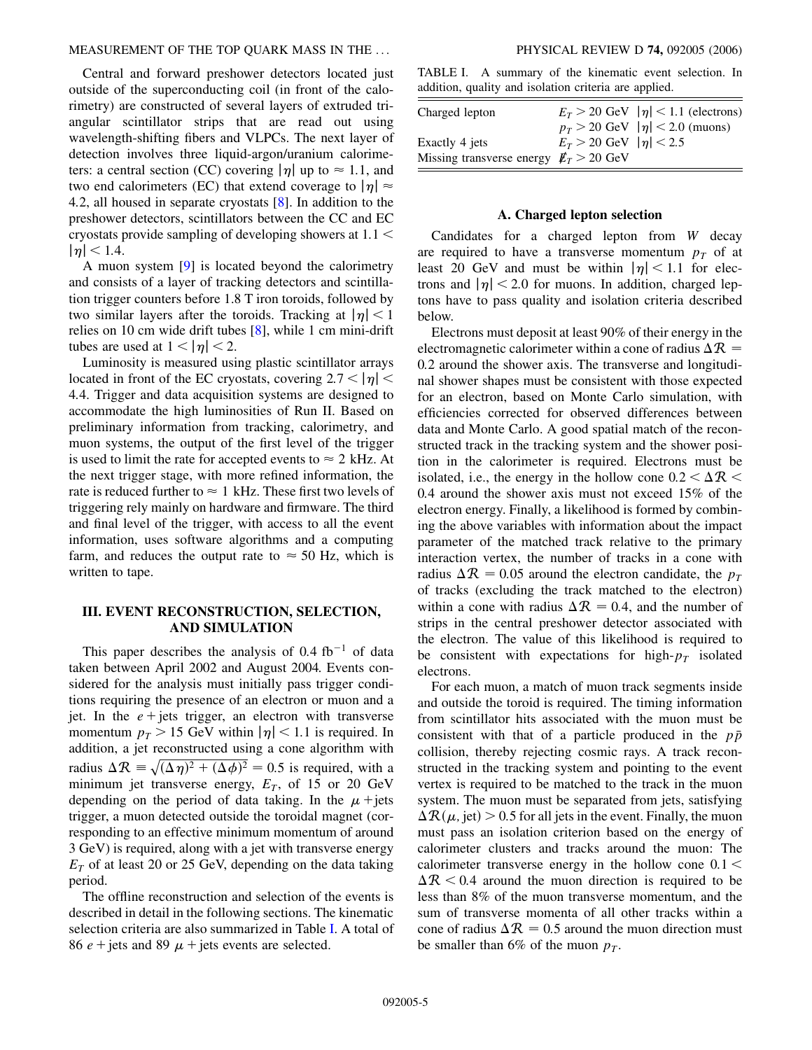Central and forward preshower detectors located just outside of the superconducting coil (in front of the calorimetry) are constructed of several layers of extruded triangular scintillator strips that are read out using wavelength-shifting fibers and VLPCs. The next layer of detection involves three liquid-argon/uranium calorimeters: a central section (CC) covering $|\eta|$ up to $\approx 1.1$, and two end calorimeters (EC) that extend coverage to $|\eta| \approx 4.2$, all housed in separate cryostats [8]. In addition to the preshower detectors, scintillators between the CC and EC cryostats provide sampling of developing showers at $1.1 < |\eta| < 1.4$.

A muon system [9] is located beyond the calorimetry and consists of a layer of tracking detectors and scintillation trigger counters before 1.8 T iron toroids, followed by two similar layers after the toroids. Tracking at $|\eta| < 1$ relies on 10 cm wide drift tubes [8], while 1 cm mini-drift tubes are used at $1 < |\eta| < 2$.

Luminosity is measured using plastic scintillator arrays located in front of the EC cryostats, covering $2.7 < |\eta| < 4.4$. Trigger and data acquisition systems are designed to accommodate the high luminosities of Run II. Based on preliminary information from tracking, calorimetry, and muon systems, the output of the first level of the trigger is used to limit the rate for accepted events to $\approx 2$ kHz. At the next trigger stage, with more refined information, the rate is reduced further to $\approx 1$ kHz. These first two levels of triggering rely mainly on hardware and firmware. The third and final level of the trigger, with access to all the event information, uses software algorithms and a computing farm, and reduces the output rate to $\approx 50$ Hz, which is written to tape.

## III. EVENT RECONSTRUCTION, SELECTION, AND SIMULATION

This paper describes the analysis of 0.4 $\text{fb}^{-1}$ of data taken between April 2002 and August 2004. Events considered for the analysis must initially pass trigger conditions requiring the presence of an electron or muon and a jet. In the $e$ + jets trigger, an electron with transverse momentum $p_T > 15$ GeV within $|\eta| < 1.1$ is required. In addition, a jet reconstructed using a cone algorithm with radius $\Delta\mathcal{R} \equiv \sqrt{(\Delta\eta)^2 + (\Delta\phi)^2} = 0.5$ is required, with a minimum jet transverse energy, $E_T$, of 15 or 20 GeV depending on the period of data taking. In the $\mu$ + jets trigger, a muon detected outside the toroidal magnet (corresponding to an effective minimum momentum of around 3 GeV) is required, along with a jet with transverse energy $E_T$ of at least 20 or 25 GeV, depending on the data taking period.

The offline reconstruction and selection of the events is described in detail in the following sections. The kinematic selection criteria are also summarized in Table I. A total of 86 $e$ + jets and 89 $\mu$ + jets events are selected.

TABLE I. A summary of the kinematic event selection. In addition, quality and isolation criteria are applied.

| | |
|---|---|
| Charged lepton | $E_T > 20$ GeV $\;|\eta| < 1.1$ (electrons) |
| | $p_T > 20$ GeV $\;|\eta| < 2.0$ (muons) |
| Exactly 4 jets | $E_T > 20$ GeV $\;|\eta| < 2.5$ |
| Missing transverse energy | $\not\!\!E_T > 20$ GeV |

### A. Charged lepton selection

Candidates for a charged lepton from $W$ decay are required to have a transverse momentum $p_T$ of at least 20 GeV and must be within $|\eta| < 1.1$ for electrons and $|\eta| < 2.0$ for muons. In addition, charged leptons have to pass quality and isolation criteria described below.

Electrons must deposit at least 90% of their energy in the electromagnetic calorimeter within a cone of radius $\Delta\mathcal{R} = 0.2$ around the shower axis. The transverse and longitudinal shower shapes must be consistent with those expected for an electron, based on Monte Carlo simulation, with efficiencies corrected for observed differences between data and Monte Carlo. A good spatial match of the reconstructed track in the tracking system and the shower position in the calorimeter is required. Electrons must be isolated, i.e., the energy in the hollow cone $0.2 < \Delta\mathcal{R} < 0.4$ around the shower axis must not exceed 15% of the electron energy. Finally, a likelihood is formed by combining the above variables with information about the impact parameter of the matched track relative to the primary interaction vertex, the number of tracks in a cone with radius $\Delta\mathcal{R} = 0.05$ around the electron candidate, the $p_T$ of tracks (excluding the track matched to the electron) within a cone with radius $\Delta\mathcal{R} = 0.4$, and the number of strips in the central preshower detector associated with the electron. The value of this likelihood is required to be consistent with expectations for high-$p_T$ isolated electrons.

For each muon, a match of muon track segments inside and outside the toroid is required. The timing information from scintillator hits associated with the muon must be consistent with that of a particle produced in the $p\bar{p}$ collision, thereby rejecting cosmic rays. A track reconstructed in the tracking system and pointing to the event vertex is required to be matched to the track in the muon system. The muon must be separated from jets, satisfying $\Delta\mathcal{R}(\mu, \text{jet}) > 0.5$ for all jets in the event. Finally, the muon must pass an isolation criterion based on the energy of calorimeter clusters and tracks around the muon: The calorimeter transverse energy in the hollow cone $0.1 < \Delta\mathcal{R} < 0.4$ around the muon direction is required to be less than 8% of the muon transverse momentum, and the sum of transverse momenta of all other tracks within a cone of radius $\Delta\mathcal{R} = 0.5$ around the muon direction must be smaller than 6% of the muon $p_T$.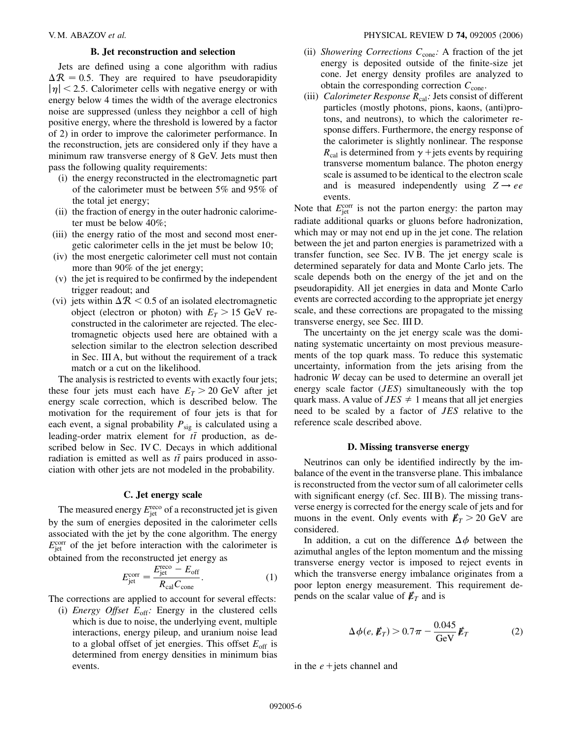### B. Jet reconstruction and selection

Jets are defined using a cone algorithm with radius $\Delta\mathcal{R} = 0.5$. They are required to have pseudorapidity $|\eta| < 2.5$. Calorimeter cells with negative energy or with energy below 4 times the width of the average electronics noise are suppressed (unless they neighbor a cell of high positive energy, where the threshold is lowered by a factor of 2) in order to improve the calorimeter performance. In the reconstruction, jets are considered only if they have a minimum raw transverse energy of 8 GeV. Jets must then pass the following quality requirements:

(i) the energy reconstructed in the electromagnetic part of the calorimeter must be between 5% and 95% of the total jet energy;
(ii) the fraction of energy in the outer hadronic calorimeter must be below 40%;
(iii) the energy ratio of the most and second most energetic calorimeter cells in the jet must be below 10;
(iv) the most energetic calorimeter cell must not contain more than 90% of the jet energy;
(v) the jet is required to be confirmed by the independent trigger readout; and
(vi) jets within $\Delta\mathcal{R} < 0.5$ of an isolated electromagnetic object (electron or photon) with $E_T > 15$ GeV reconstructed in the calorimeter are rejected. The electromagnetic objects used here are obtained with a selection similar to the electron selection described in Sec. III A, but without the requirement of a track match or a cut on the likelihood.

The analysis is restricted to events with exactly four jets; these four jets must each have $E_T > 20$ GeV after jet energy scale correction, which is described below. The motivation for the requirement of four jets is that for each event, a signal probability $P_{\rm sig}$ is calculated using a leading-order matrix element for $t\bar{t}$ production, as described below in Sec. IV C. Decays in which additional radiation is emitted as well as $t\bar{t}$ pairs produced in association with other jets are not modeled in the probability.

### C. Jet energy scale

The measured energy $E_{\rm jet}^{\rm reco}$ of a reconstructed jet is given by the sum of energies deposited in the calorimeter cells associated with the jet by the cone algorithm. The energy $E_{\rm jet}^{\rm corr}$ of the jet before interaction with the calorimeter is obtained from the reconstructed jet energy as

$$E_{\rm jet}^{\rm corr} = \frac{E_{\rm jet}^{\rm reco} - E_{\rm off}}{R_{\rm cal} C_{\rm cone}}. \tag{1}$$

The corrections are applied to account for several effects:

(i) *Energy Offset* $E_{\rm off}$*:* Energy in the clustered cells which is due to noise, the underlying event, multiple interactions, energy pileup, and uranium noise lead to a global offset of jet energies. This offset $E_{\rm off}$ is determined from energy densities in minimum bias events.
(ii) *Showering Corrections* $C_{\rm cone}$*:* A fraction of the jet energy is deposited outside of the finite-size jet cone. Jet energy density profiles are analyzed to obtain the corresponding correction $C_{\rm cone}$.
(iii) *Calorimeter Response* $R_{\rm cal}$*:* Jets consist of different particles (mostly photons, pions, kaons, (anti)protons, and neutrons), to which the calorimeter response differs. Furthermore, the energy response of the calorimeter is slightly nonlinear. The response $R_{\rm cal}$ is determined from $\gamma$ + jets events by requiring transverse momentum balance. The photon energy scale is assumed to be identical to the electron scale and is measured independently using $Z \to ee$ events.

Note that $E_{\rm jet}^{\rm corr}$ is not the parton energy: the parton may radiate additional quarks or gluons before hadronization, which may or may not end up in the jet cone. The relation between the jet and parton energies is parametrized with a transfer function, see Sec. IV B. The jet energy scale is determined separately for data and Monte Carlo jets. The scale depends both on the energy of the jet and on the pseudorapidity. All jet energies in data and Monte Carlo events are corrected according to the appropriate jet energy scale, and these corrections are propagated to the missing transverse energy, see Sec. III D.

The uncertainty on the jet energy scale was the dominating systematic uncertainty on most previous measurements of the top quark mass. To reduce this systematic uncertainty, information from the jets arising from the hadronic $W$ decay can be used to determine an overall jet energy scale factor ($JES$) simultaneously with the top quark mass. A value of $JES \neq 1$ means that all jet energies need to be scaled by a factor of $JES$ relative to the reference scale described above.

### D. Missing transverse energy

Neutrinos can only be identified indirectly by the imbalance of the event in the transverse plane. This imbalance is reconstructed from the vector sum of all calorimeter cells with significant energy (cf. Sec. III B). The missing transverse energy is corrected for the energy scale of jets and for muons in the event. Only events with $\not\!\!E_T > 20$ GeV are considered.

In addition, a cut on the difference $\Delta\phi$ between the azimuthal angles of the lepton momentum and the missing transverse energy vector is imposed to reject events in which the transverse energy imbalance originates from a poor lepton energy measurement. This requirement depends on the scalar value of $\not\!\!E_T$ and is

$$\Delta\phi(e, \not\!\!E_T) > 0.7\pi - \frac{0.045}{\rm GeV}\not\!\!E_T \tag{2}$$

in the $e$ + jets channel and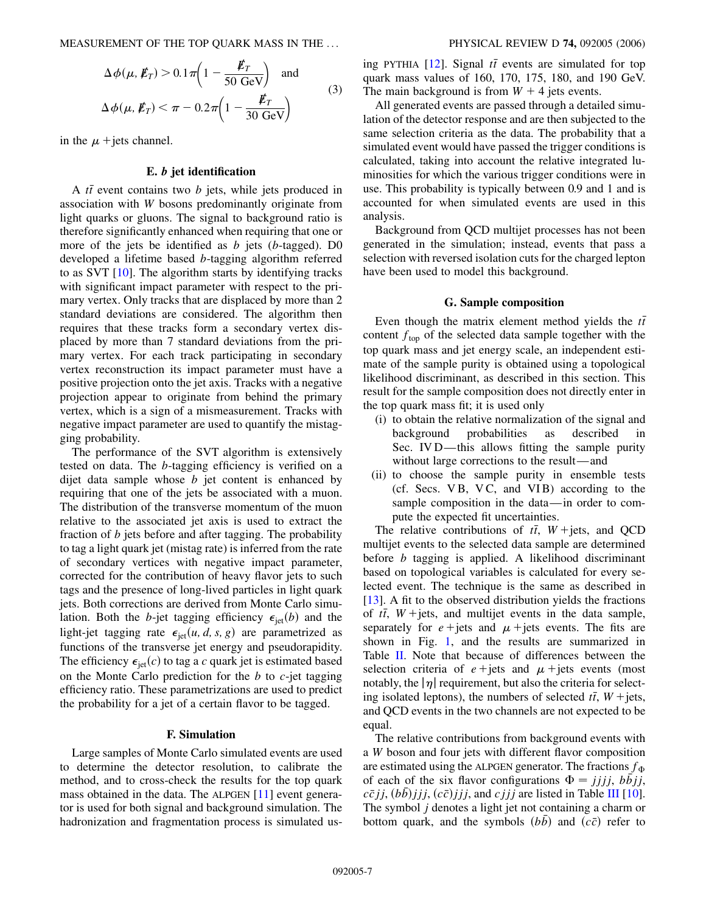$$\Delta\phi(\mu, \not{E}_T) > 0.1\pi\left(1 - \frac{\not{E}_T}{50\ \text{GeV}}\right) \quad \text{and}$$
$$\Delta\phi(\mu, \not{E}_T) < \pi - 0.2\pi\left(1 - \frac{\not{E}_T}{30\ \text{GeV}}\right) \tag{3}$$

in the $\mu$ +jets channel.

### E. *b* jet identification

A $t\bar{t}$ event contains two $b$ jets, while jets produced in association with $W$ bosons predominantly originate from light quarks or gluons. The signal to background ratio is therefore significantly enhanced when requiring that one or more of the jets be identified as $b$ jets ($b$-tagged). D0 developed a lifetime based $b$-tagging algorithm referred to as SVT [10]. The algorithm starts by identifying tracks with significant impact parameter with respect to the primary vertex. Only tracks that are displaced by more than 2 standard deviations are considered. The algorithm then requires that these tracks form a secondary vertex displaced by more than 7 standard deviations from the primary vertex. For each track participating in secondary vertex reconstruction its impact parameter must have a positive projection onto the jet axis. Tracks with a negative projection appear to originate from behind the primary vertex, which is a sign of a mismeasurement. Tracks with negative impact parameter are used to quantify the mistagging probability.

The performance of the SVT algorithm is extensively tested on data. The $b$-tagging efficiency is verified on a dijet data sample whose $b$ jet content is enhanced by requiring that one of the jets be associated with a muon. The distribution of the transverse momentum of the muon relative to the associated jet axis is used to extract the fraction of $b$ jets before and after tagging. The probability to tag a light quark jet (mistag rate) is inferred from the rate of secondary vertices with negative impact parameter, corrected for the contribution of heavy flavor jets to such tags and the presence of long-lived particles in light quark jets. Both corrections are derived from Monte Carlo simulation. Both the $b$-jet tagging efficiency $\epsilon_{\text{jet}}(b)$ and the light-jet tagging rate $\epsilon_{\text{jet}}(u, d, s, g)$ are parametrized as functions of the transverse jet energy and pseudorapidity. The efficiency $\epsilon_{\text{jet}}(c)$ to tag a $c$ quark jet is estimated based on the Monte Carlo prediction for the $b$ to $c$-jet tagging efficiency ratio. These parametrizations are used to predict the probability for a jet of a certain flavor to be tagged.

### F. Simulation

Large samples of Monte Carlo simulated events are used to determine the detector resolution, to calibrate the method, and to cross-check the results for the top quark mass obtained in the data. The ALPGEN [11] event generator is used for both signal and background simulation. The hadronization and fragmentation process is simulated using PYTHIA [12]. Signal $t\bar{t}$ events are simulated for top quark mass values of 160, 170, 175, 180, and 190 GeV. The main background is from $W + 4$ jets events.

All generated events are passed through a detailed simulation of the detector response and are then subjected to the same selection criteria as the data. The probability that a simulated event would have passed the trigger conditions is calculated, taking into account the relative integrated luminosities for which the various trigger conditions were in use. This probability is typically between 0.9 and 1 and is accounted for when simulated events are used in this analysis.

Background from QCD multijet processes has not been generated in the simulation; instead, events that pass a selection with reversed isolation cuts for the charged lepton have been used to model this background.

### G. Sample composition

Even though the matrix element method yields the $t\bar{t}$ content $f_{\text{top}}$ of the selected data sample together with the top quark mass and jet energy scale, an independent estimate of the sample purity is obtained using a topological likelihood discriminant, as described in this section. This result for the sample composition does not directly enter in the top quark mass fit; it is used only

- (i) to obtain the relative normalization of the signal and background probabilities as described in Sec. IV D—this allows fitting the sample purity without large corrections to the result—and
- (ii) to choose the sample purity in ensemble tests (cf. Secs. V B, V C, and VI B) according to the sample composition in the data—in order to compute the expected fit uncertainties.

The relative contributions of $t\bar{t}$, $W$ +jets, and QCD multijet events to the selected data sample are determined before $b$ tagging is applied. A likelihood discriminant based on topological variables is calculated for every selected event. The technique is the same as described in [13]. A fit to the observed distribution yields the fractions of $t\bar{t}$, $W$ +jets, and multijet events in the data sample, separately for $e$ +jets and $\mu$ +jets events. The fits are shown in Fig. 1, and the results are summarized in Table II. Note that because of differences between the selection criteria of $e$ +jets and $\mu$ +jets events (most notably, the $|\eta|$ requirement, but also the criteria for selecting isolated leptons), the numbers of selected $t\bar{t}$, $W$ +jets, and QCD events in the two channels are not expected to be equal.

The relative contributions from background events with a $W$ boson and four jets with different flavor composition are estimated using the ALPGEN generator. The fractions $f_\Phi$ of each of the six flavor configurations $\Phi = jjjj$, $b\bar{b}jj$, $c\bar{c}jj$, $(b\bar{b})jjj$, $(c\bar{c})jjj$, and $cjjj$ are listed in Table III [10]. The symbol $j$ denotes a light jet not containing a charm or bottom quark, and the symbols $(b\bar{b})$ and $(c\bar{c})$ refer to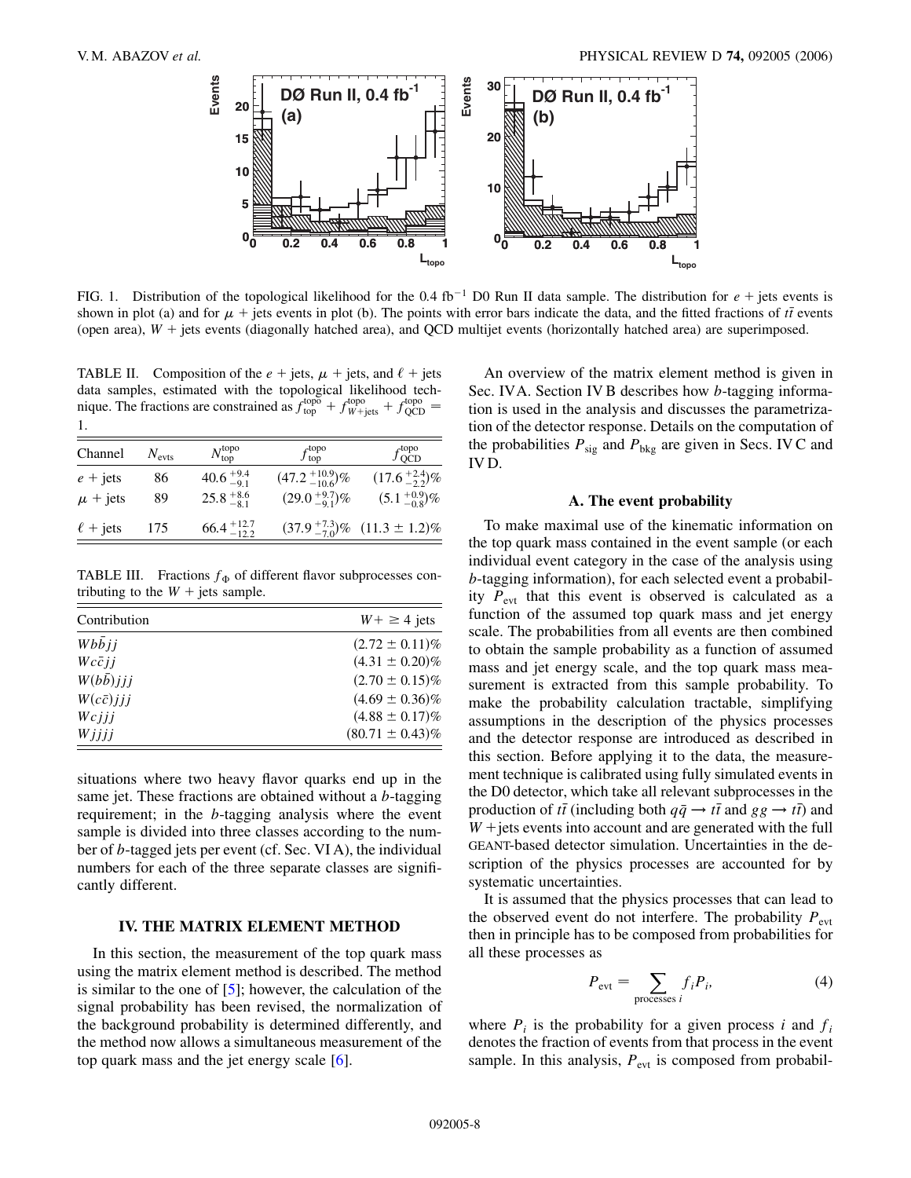FIG. 1. Distribution of the topological likelihood for the 0.4 fb$^{-1}$ D0 Run II data sample. The distribution for $e$ + jets events is shown in plot (a) and for $\mu$ + jets events in plot (b). The points with error bars indicate the data, and the fitted fractions of $t\bar{t}$ events (open area), $W$ + jets events (diagonally hatched area), and QCD multijet events (horizontally hatched area) are superimposed.

TABLE II. Composition of the $e$ + jets, $\mu$ + jets, and $\ell$ + jets data samples, estimated with the topological likelihood technique. The fractions are constrained as $f_{\rm top}^{\rm topo} + f_{W+{\rm jets}}^{\rm topo} + f_{\rm QCD}^{\rm topo} = 1$.

| Channel | $N_{\rm evts}$ | $N_{\rm top}^{\rm topo}$ | $f_{\rm top}^{\rm topo}$ | $f_{\rm QCD}^{\rm topo}$ |
|---|---|---|---|---|
| $e$ + jets | 86 | $40.6\,^{+9.4}_{-9.1}$ | $(47.2\,^{+10.9}_{-10.6})\%$ | $(17.6\,^{+2.4}_{-2.2})\%$ |
| $\mu$ + jets | 89 | $25.8\,^{+8.6}_{-8.1}$ | $(29.0\,^{+9.7}_{-9.1})\%$ | $(5.1\,^{+0.9}_{-0.8})\%$ |
| $\ell$ + jets | 175 | $66.4\,^{+12.7}_{-12.2}$ | $(37.9\,^{+7.3}_{-7.0})\%$ | $(11.3 \pm 1.2)\%$ |

TABLE III. Fractions $f_\Phi$ of different flavor subprocesses contributing to the $W$ + jets sample.

| Contribution | $W+\geq 4$ jets |
|---|---|
| $Wb\bar{b}jj$ | $(2.72 \pm 0.11)\%$ |
| $Wc\bar{c}jj$ | $(4.31 \pm 0.20)\%$ |
| $W(b\bar{b})jjj$ | $(2.70 \pm 0.15)\%$ |
| $W(c\bar{c})jjj$ | $(4.69 \pm 0.36)\%$ |
| $Wcjjj$ | $(4.88 \pm 0.17)\%$ |
| $Wjjjj$ | $(80.71 \pm 0.43)\%$ |

situations where two heavy flavor quarks end up in the same jet. These fractions are obtained without a $b$-tagging requirement; in the $b$-tagging analysis where the event sample is divided into three classes according to the number of $b$-tagged jets per event (cf. Sec. VI A), the individual numbers for each of the three separate classes are significantly different.

## IV. THE MATRIX ELEMENT METHOD

In this section, the measurement of the top quark mass using the matrix element method is described. The method is similar to the one of [5]; however, the calculation of the signal probability has been revised, the normalization of the background probability is determined differently, and the method now allows a simultaneous measurement of the top quark mass and the jet energy scale [6].

An overview of the matrix element method is given in Sec. IV A. Section IV B describes how $b$-tagging information is used in the analysis and discusses the parametrization of the detector response. Details on the computation of the probabilities $P_{\rm sig}$ and $P_{\rm bkg}$ are given in Secs. IV C and IV D.

### A. The event probability

To make maximal use of the kinematic information on the top quark mass contained in the event sample (or each individual event category in the case of the analysis using $b$-tagging information), for each selected event a probability $P_{\rm evt}$ that this event is observed is calculated as a function of the assumed top quark mass and jet energy scale. The probabilities from all events are then combined to obtain the sample probability as a function of assumed mass and jet energy scale, and the top quark mass measurement is extracted from this sample probability. To make the probability calculation tractable, simplifying assumptions in the description of the physics processes and the detector response are introduced as described in this section. Before applying it to the data, the measurement technique is calibrated using fully simulated events in the D0 detector, which take all relevant subprocesses in the production of $t\bar{t}$ (including both $q\bar{q} \to t\bar{t}$ and $gg \to t\bar{t}$) and $W$ +jets events into account and are generated with the full GEANT-based detector simulation. Uncertainties in the description of the physics processes are accounted for by systematic uncertainties.

It is assumed that the physics processes that can lead to the observed event do not interfere. The probability $P_{\rm evt}$ then in principle has to be composed from probabilities for all these processes as

$$P_{\rm evt} = \sum_{\text{processes } i} f_i P_i, \qquad (4)$$

where $P_i$ is the probability for a given process $i$ and $f_i$ denotes the fraction of events from that process in the event sample. In this analysis, $P_{\rm evt}$ is composed from probabil-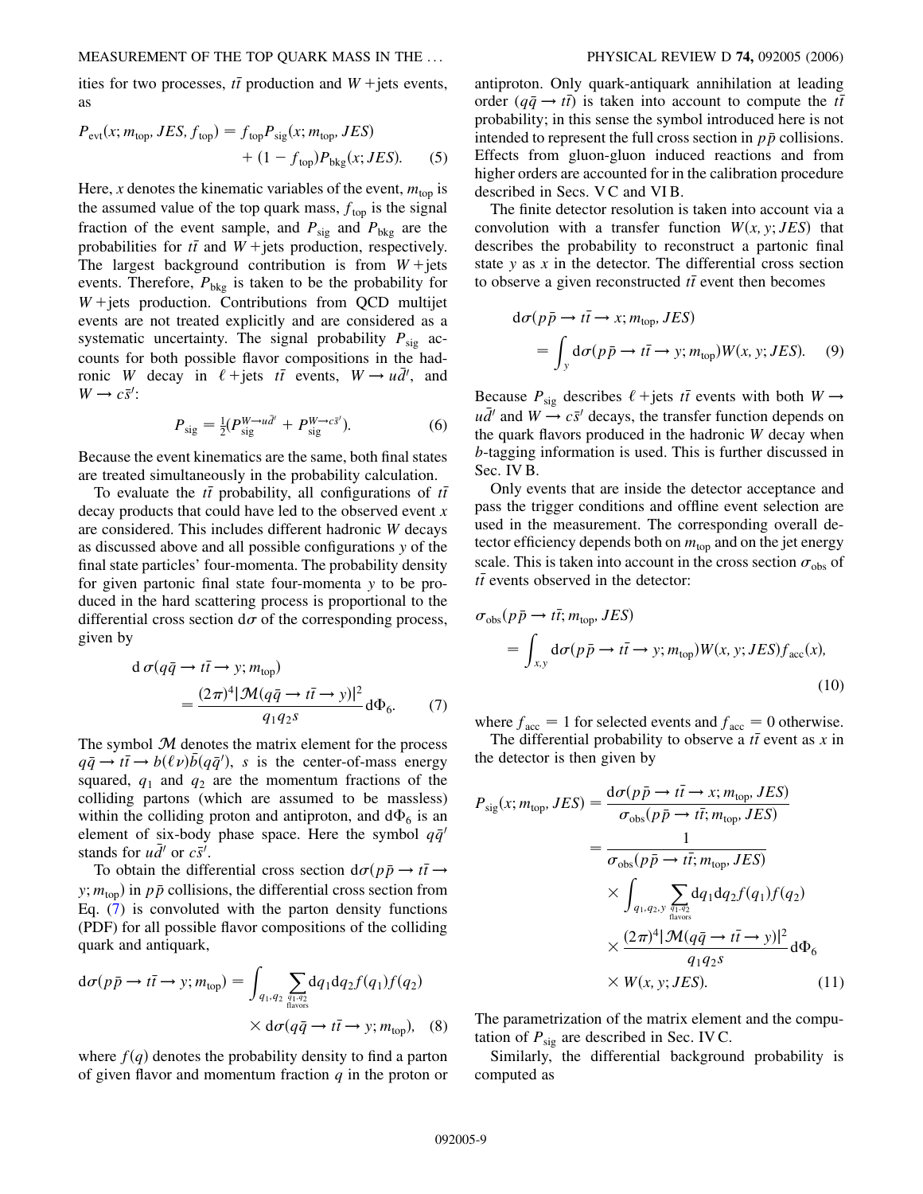ities for two processes, $t\bar{t}$ production and $W$+jets events, as

$$P_{\rm evt}(x; m_{\rm top}, JES, f_{\rm top}) = f_{\rm top} P_{\rm sig}(x; m_{\rm top}, JES) + (1 - f_{\rm top}) P_{\rm bkg}(x; JES). \quad (5)$$

Here, $x$ denotes the kinematic variables of the event, $m_{\rm top}$ is the assumed value of the top quark mass, $f_{\rm top}$ is the signal fraction of the event sample, and $P_{\rm sig}$ and $P_{\rm bkg}$ are the probabilities for $t\bar{t}$ and $W$+jets production, respectively. The largest background contribution is from $W$+jets events. Therefore, $P_{\rm bkg}$ is taken to be the probability for $W$+jets production. Contributions from QCD multijet events are not treated explicitly and are considered as a systematic uncertainty. The signal probability $P_{\rm sig}$ accounts for both possible flavor compositions in the hadronic $W$ decay in $\ell$+jets $t\bar{t}$ events, $W \to u\bar{d}'$, and $W \to c\bar{s}'$:

$$P_{\rm sig} = \tfrac{1}{2}(P_{\rm sig}^{W\to u\bar{d}'} + P_{\rm sig}^{W\to c\bar{s}'}). \quad (6)$$

Because the event kinematics are the same, both final states are treated simultaneously in the probability calculation.

To evaluate the $t\bar{t}$ probability, all configurations of $t\bar{t}$ decay products that could have led to the observed event $x$ are considered. This includes different hadronic $W$ decays as discussed above and all possible configurations $y$ of the final state particles' four-momenta. The probability density for given partonic final state four-momenta $y$ to be produced in the hard scattering process is proportional to the differential cross section $d\sigma$ of the corresponding process, given by

$$d\,\sigma(q\bar{q} \to t\bar{t} \to y; m_{\rm top}) = \frac{(2\pi)^4 |\mathcal{M}(q\bar{q} \to t\bar{t} \to y)|^2}{q_1 q_2 s} d\Phi_6. \quad (7)$$

The symbol $\mathcal{M}$ denotes the matrix element for the process $q\bar{q} \to t\bar{t} \to b(\ell\nu)\bar{b}(q\bar{q}')$, $s$ is the center-of-mass energy squared, $q_1$ and $q_2$ are the momentum fractions of the colliding partons (which are assumed to be massless) within the colliding proton and antiproton, and $d\Phi_6$ is an element of six-body phase space. Here the symbol $q\bar{q}'$ stands for $u\bar{d}'$ or $c\bar{s}'$.

To obtain the differential cross section $d\sigma(p\bar{p} \to t\bar{t} \to y; m_{\rm top})$ in $p\bar{p}$ collisions, the differential cross section from Eq. (7) is convoluted with the parton density functions (PDF) for all possible flavor compositions of the colliding quark and antiquark,

$$d\sigma(p\bar{p} \to t\bar{t} \to y; m_{\rm top}) = \int_{q_1, q_2} \sum_{\substack{q_1, q_2 \\ \text{flavors}}} dq_1 dq_2 f(q_1) f(q_2) \times d\sigma(q\bar{q} \to t\bar{t} \to y; m_{\rm top}), \quad (8)$$

where $f(q)$ denotes the probability density to find a parton of given flavor and momentum fraction $q$ in the proton or antiproton. Only quark-antiquark annihilation at leading order ($q\bar{q} \to t\bar{t}$) is taken into account to compute the $t\bar{t}$ probability; in this sense the symbol introduced here is not intended to represent the full cross section in $p\bar{p}$ collisions. Effects from gluon-gluon induced reactions and from higher orders are accounted for in the calibration procedure described in Secs. V C and VI B.

The finite detector resolution is taken into account via a convolution with a transfer function $W(x, y; JES)$ that describes the probability to reconstruct a partonic final state $y$ as $x$ in the detector. The differential cross section to observe a given reconstructed $t\bar{t}$ event then becomes

$$d\sigma(p\bar{p} \to t\bar{t} \to x; m_{\rm top}, JES) = \int_y d\sigma(p\bar{p} \to t\bar{t} \to y; m_{\rm top}) W(x, y; JES). \quad (9)$$

Because $P_{\rm sig}$ describes $\ell$+jets $t\bar{t}$ events with both $W \to u\bar{d}'$ and $W \to c\bar{s}'$ decays, the transfer function depends on the quark flavors produced in the hadronic $W$ decay when $b$-tagging information is used. This is further discussed in Sec. IV B.

Only events that are inside the detector acceptance and pass the trigger conditions and offline event selection are used in the measurement. The corresponding overall detector efficiency depends both on $m_{\rm top}$ and on the jet energy scale. This is taken into account in the cross section $\sigma_{\rm obs}$ of $t\bar{t}$ events observed in the detector:

$$\sigma_{\rm obs}(p\bar{p} \to t\bar{t}; m_{\rm top}, JES) = \int_{x,y} d\sigma(p\bar{p} \to t\bar{t} \to y; m_{\rm top}) W(x, y; JES) f_{\rm acc}(x), \quad (10)$$

where $f_{\rm acc} = 1$ for selected events and $f_{\rm acc} = 0$ otherwise.

The differential probability to observe a $t\bar{t}$ event as $x$ in the detector is then given by

$$\begin{aligned} P_{\rm sig}(x; m_{\rm top}, JES) &= \frac{d\sigma(p\bar{p} \to t\bar{t} \to x; m_{\rm top}, JES)}{\sigma_{\rm obs}(p\bar{p} \to t\bar{t}; m_{\rm top}, JES)} \\ &= \frac{1}{\sigma_{\rm obs}(p\bar{p} \to t\bar{t}; m_{\rm top}, JES)} \\ &\quad \times \int_{q_1, q_2, y} \sum_{\substack{q_1, q_2 \\ \text{flavors}}} dq_1 dq_2 f(q_1) f(q_2) \\ &\quad \times \frac{(2\pi)^4 |\mathcal{M}(q\bar{q} \to t\bar{t} \to y)|^2}{q_1 q_2 s} d\Phi_6 \\ &\quad \times W(x, y; JES). \end{aligned} \quad (11)$$

The parametrization of the matrix element and the computation of $P_{\rm sig}$ are described in Sec. IV C.

Similarly, the differential background probability is computed as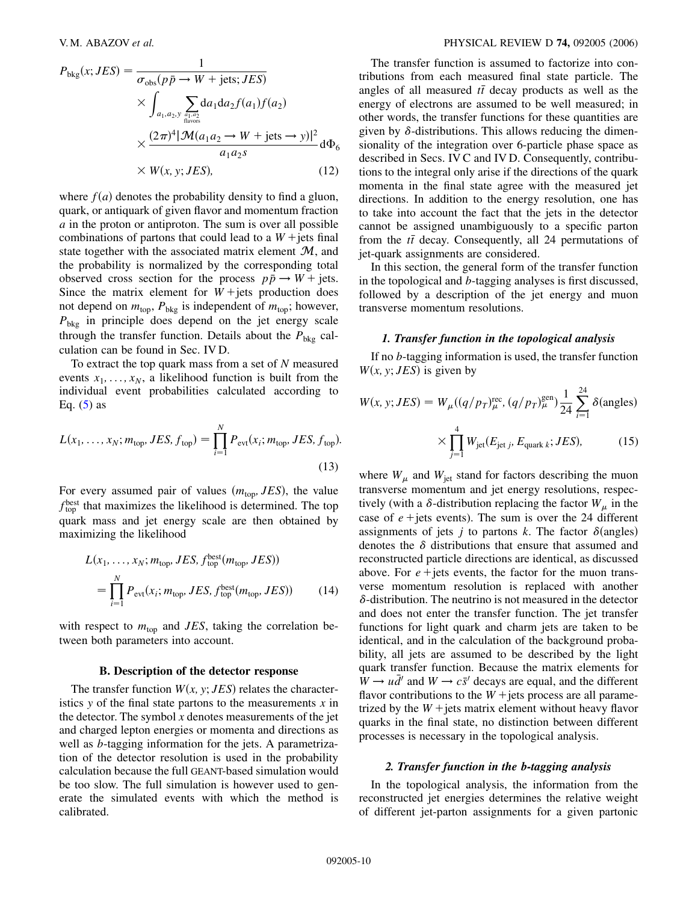$$
\begin{aligned}
P_{\text{bkg}}(x; JES) = &\frac{1}{\sigma_{\text{obs}}(p\bar{p} \to W + \text{jets}; JES)} \\
&\times \int_{a_1,a_2,y} \sum_{\substack{a_1,a_2 \\ \text{flavors}}} \mathrm{d}a_1 \mathrm{d}a_2 f(a_1) f(a_2) \\
&\times \frac{(2\pi)^4 |\mathcal{M}(a_1 a_2 \to W + \text{jets} \to y)|^2}{a_1 a_2 s} \mathrm{d}\Phi_6 \\
&\times W(x, y; JES), \qquad (12)
\end{aligned}
$$

where $f(a)$ denotes the probability density to find a gluon, quark, or antiquark of given flavor and momentum fraction $a$ in the proton or antiproton. The sum is over all possible combinations of partons that could lead to a $W$ + jets final state together with the associated matrix element $\mathcal{M}$, and the probability is normalized by the corresponding total observed cross section for the process $p\bar{p} \to W +$ jets. Since the matrix element for $W$ + jets production does not depend on $m_{\text{top}}$, $P_{\text{bkg}}$ is independent of $m_{\text{top}}$; however, $P_{\text{bkg}}$ in principle does depend on the jet energy scale through the transfer function. Details about the $P_{\text{bkg}}$ calculation can be found in Sec. IV D.

To extract the top quark mass from a set of $N$ measured events $x_1, \ldots, x_N$, a likelihood function is built from the individual event probabilities calculated according to Eq. (5) as

$$
L(x_1, \ldots, x_N; m_{\text{top}}, JES, f_{\text{top}}) = \prod_{i=1}^{N} P_{\text{evt}}(x_i; m_{\text{top}}, JES, f_{\text{top}}). \qquad (13)
$$

For every assumed pair of values $(m_{\text{top}}, JES)$, the value $f_{\text{top}}^{\text{best}}$ that maximizes the likelihood is determined. The top quark mass and jet energy scale are then obtained by maximizing the likelihood

$$
\begin{aligned}
L(x_1, \ldots, x_N; m_{\text{top}}, JES, f_{\text{top}}^{\text{best}}(m_{\text{top}}, JES)) \\
= \prod_{i=1}^{N} P_{\text{evt}}(x_i; m_{\text{top}}, JES, f_{\text{top}}^{\text{best}}(m_{\text{top}}, JES)) \qquad (14)
\end{aligned}
$$

with respect to $m_{\text{top}}$ and $JES$, taking the correlation between both parameters into account.

### B. Description of the detector response

The transfer function $W(x, y; JES)$ relates the characteristics $y$ of the final state partons to the measurements $x$ in the detector. The symbol $x$ denotes measurements of the jet and charged lepton energies or momenta and directions as well as $b$-tagging information for the jets. A parametrization of the detector resolution is used in the probability calculation because the full GEANT-based simulation would be too slow. The full simulation is however used to generate the simulated events with which the method is calibrated.

The transfer function is assumed to factorize into contributions from each measured final state particle. The angles of all measured $t\bar{t}$ decay products as well as the energy of electrons are assumed to be well measured; in other words, the transfer functions for these quantities are given by $\delta$-distributions. This allows reducing the dimensionality of the integration over 6-particle phase space as described in Secs. IV C and IV D. Consequently, contributions to the integral only arise if the directions of the quark momenta in the final state agree with the measured jet directions. In addition to the energy resolution, one has to take into account the fact that the jets in the detector cannot be assigned unambiguously to a specific parton from the $t\bar{t}$ decay. Consequently, all 24 permutations of jet-quark assignments are considered.

In this section, the general form of the transfer function in the topological and $b$-tagging analyses is first discussed, followed by a description of the jet energy and muon transverse momentum resolutions.

#### *1. Transfer function in the topological analysis*

If no $b$-tagging information is used, the transfer function $W(x, y; JES)$ is given by

$$
\begin{aligned}
W(x, y; JES) = W_{\mu}((q/p_T)_{\mu}^{\text{rec}}, (q/p_T)_{\mu}^{\text{gen}}) \frac{1}{24} \sum_{i=1}^{24} \delta(\text{angles}) \\
\times \prod_{j=1}^{4} W_{\text{jet}}(E_{\text{jet}\ j}, E_{\text{quark}\ k}; JES), \qquad (15)
\end{aligned}
$$

where $W_{\mu}$ and $W_{\text{jet}}$ stand for factors describing the muon transverse momentum and jet energy resolutions, respectively (with a $\delta$-distribution replacing the factor $W_{\mu}$ in the case of $e$ + jets events). The sum is over the 24 different assignments of jets $j$ to partons $k$. The factor $\delta$(angles) denotes the $\delta$ distributions that ensure that assumed and reconstructed particle directions are identical, as discussed above. For $e$ + jets events, the factor for the muon transverse momentum resolution is replaced with another $\delta$-distribution. The neutrino is not measured in the detector and does not enter the transfer function. The jet transfer functions for light quark and charm jets are taken to be identical, and in the calculation of the background probability, all jets are assumed to be described by the light quark transfer function. Because the matrix elements for $W \to u\bar{d}'$ and $W \to c\bar{s}'$ decays are equal, and the different flavor contributions to the $W$ + jets process are all parametrized by the $W$ + jets matrix element without heavy flavor quarks in the final state, no distinction between different processes is necessary in the topological analysis.

#### *2. Transfer function in the b-tagging analysis*

In the topological analysis, the information from the reconstructed jet energies determines the relative weight of different jet-parton assignments for a given partonic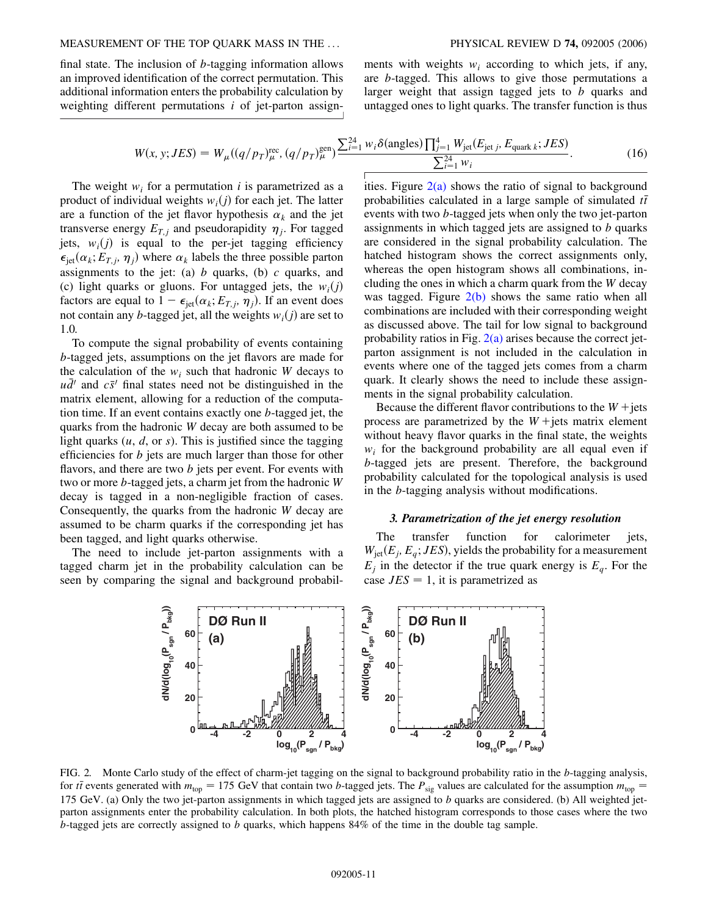final state. The inclusion of $b$-tagging information allows an improved identification of the correct permutation. This additional information enters the probability calculation by weighting different permutations $i$ of jet-parton assignments with weights $w_i$ according to which jets, if any, are $b$-tagged. This allows to give those permutations a larger weight that assign tagged jets to $b$ quarks and untagged ones to light quarks. The transfer function is thus

$$W(x, y; JES) = W_\mu((q/p_T)^{\rm rec}_\mu, (q/p_T)^{\rm gen}_\mu) \frac{\sum_{i=1}^{24} w_i \delta(\text{angles}) \prod_{j=1}^{4} W_{\rm jet}(E_{{\rm jet}\, j}, E_{{\rm quark}\, k}; JES)}{\sum_{i=1}^{24} w_i}. \tag{16}$$

The weight $w_i$ for a permutation $i$ is parametrized as a product of individual weights $w_i(j)$ for each jet. The latter are a function of the jet flavor hypothesis $\alpha_k$ and the jet transverse energy $E_{T,j}$ and pseudorapidity $\eta_j$. For tagged jets, $w_i(j)$ is equal to the per-jet tagging efficiency $\epsilon_{\rm jet}(\alpha_k; E_{T,j}, \eta_j)$ where $\alpha_k$ labels the three possible parton assignments to the jet: (a) $b$ quarks, (b) $c$ quarks, and (c) light quarks or gluons. For untagged jets, the $w_i(j)$ factors are equal to $1 - \epsilon_{\rm jet}(\alpha_k; E_{T,j}, \eta_j)$. If an event does not contain any $b$-tagged jet, all the weights $w_i(j)$ are set to 1.0.

To compute the signal probability of events containing $b$-tagged jets, assumptions on the jet flavors are made for the calculation of the $w_i$ such that hadronic $W$ decays to $u\bar{d}'$ and $c\bar{s}'$ final states need not be distinguished in the matrix element, allowing for a reduction of the computation time. If an event contains exactly one $b$-tagged jet, the quarks from the hadronic $W$ decay are both assumed to be light quarks ($u$, $d$, or $s$). This is justified since the tagging efficiencies for $b$ jets are much larger than those for other flavors, and there are two $b$ jets per event. For events with two or more $b$-tagged jets, a charm jet from the hadronic $W$ decay is tagged in a non-negligible fraction of cases. Consequently, the quarks from the hadronic $W$ decay are assumed to be charm quarks if the corresponding jet has been tagged, and light quarks otherwise.

The need to include jet-parton assignments with a tagged charm jet in the probability calculation can be seen by comparing the signal and background probabilities. Figure 2(a) shows the ratio of signal to background probabilities calculated in a large sample of simulated $t\bar{t}$ events with two $b$-tagged jets when only the two jet-parton assignments in which tagged jets are assigned to $b$ quarks are considered in the signal probability calculation. The hatched histogram shows the correct assignments only, whereas the open histogram shows all combinations, including the ones in which a charm quark from the $W$ decay was tagged. Figure 2(b) shows the same ratio when all combinations are included with their corresponding weight as discussed above. The tail for low signal to background probability ratios in Fig. 2(a) arises because the correct jet-parton assignment is not included in the calculation in events where one of the tagged jets comes from a charm quark. It clearly shows the need to include these assignments in the signal probability calculation.

Because the different flavor contributions to the $W$ + jets process are parametrized by the $W$ + jets matrix element without heavy flavor quarks in the final state, the weights $w_i$ for the background probability are all equal even if $b$-tagged jets are present. Therefore, the background probability calculated for the topological analysis is used in the $b$-tagging analysis without modifications.

### *3. Parametrization of the jet energy resolution*

The transfer function for calorimeter jets, $W_{\rm jet}(E_j, E_q; JES)$, yields the probability for a measurement $E_j$ in the detector if the true quark energy is $E_q$. For the case $JES = 1$, it is parametrized as

FIG. 2. Monte Carlo study of the effect of charm-jet tagging on the signal to background probability ratio in the $b$-tagging analysis, for $t\bar{t}$ events generated with $m_{\rm top} = 175$ GeV that contain two $b$-tagged jets. The $P_{\rm sig}$ values are calculated for the assumption $m_{\rm top} = 175$ GeV. (a) Only the two jet-parton assignments in which tagged jets are assigned to $b$ quarks are considered. (b) All weighted jet-parton assignments enter the probability calculation. In both plots, the hatched histogram corresponds to those cases where the two $b$-tagged jets are correctly assigned to $b$ quarks, which happens 84% of the time in the double tag sample.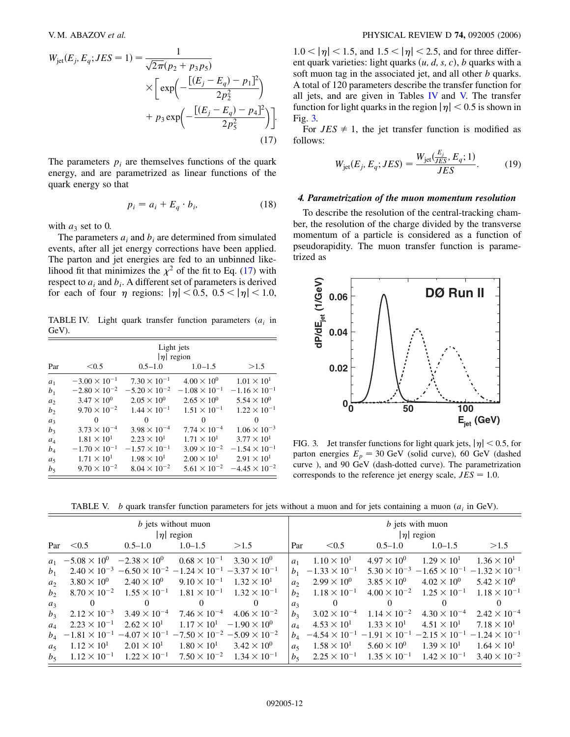$$W_{\rm jet}(E_j, E_q; JES = 1) = \frac{1}{\sqrt{2\pi}(p_2 + p_3 p_5)} \times \left[ \exp\left( -\frac{[(E_j - E_q) - p_1]^2}{2p_2^2} \right) + p_3 \exp\left( -\frac{[(E_j - E_q) - p_4]^2}{2p_5^2} \right) \right]. \quad (17)$$

The parameters $p_i$ are themselves functions of the quark energy, and are parametrized as linear functions of the quark energy so that

$$p_i = a_i + E_q \cdot b_i, \quad (18)$$

with $a_3$ set to 0.

The parameters $a_i$ and $b_i$ are determined from simulated events, after all jet energy corrections have been applied. The parton and jet energies are fed to an unbinned likelihood fit that minimizes the $\chi^2$ of the fit to Eq. (17) with respect to $a_i$ and $b_i$. A different set of parameters is derived for each of four $\eta$ regions: $|\eta| < 0.5$, $0.5 < |\eta| < 1.0$, $1.0 < |\eta| < 1.5$, and $1.5 < |\eta| < 2.5$, and for three different quark varieties: light quarks ($u, d, s, c$), $b$ quarks with a soft muon tag in the associated jet, and all other $b$ quarks. A total of 120 parameters describe the transfer function for all jets, and are given in Tables IV and V. The transfer function for light quarks in the region $|\eta| < 0.5$ is shown in Fig. 3.

TABLE IV. Light quark transfer function parameters ($a_i$ in GeV).

| | Light jets $\|\eta\|$ region | | | |
|---|---|---|---|---|
| Par | <0.5 | 0.5–1.0 | 1.0–1.5 | >1.5 |
| $a_1$ | $-3.00 \times 10^{-1}$ | $7.30 \times 10^{-1}$ | $4.00 \times 10^{0}$ | $1.01 \times 10^{1}$ |
| $b_1$ | $-2.80 \times 10^{-2}$ | $-5.20 \times 10^{-2}$ | $-1.08 \times 10^{-1}$ | $-1.16 \times 10^{-1}$ |
| $a_2$ | $3.47 \times 10^{0}$ | $2.05 \times 10^{0}$ | $2.65 \times 10^{0}$ | $5.54 \times 10^{0}$ |
| $b_2$ | $9.70 \times 10^{-2}$ | $1.44 \times 10^{-1}$ | $1.51 \times 10^{-1}$ | $1.22 \times 10^{-1}$ |
| $a_3$ | 0 | 0 | 0 | 0 |
| $b_3$ | $3.73 \times 10^{-4}$ | $3.98 \times 10^{-4}$ | $7.74 \times 10^{-4}$ | $1.06 \times 10^{-3}$ |
| $a_4$ | $1.81 \times 10^{1}$ | $2.23 \times 10^{1}$ | $1.71 \times 10^{1}$ | $3.77 \times 10^{1}$ |
| $b_4$ | $-1.70 \times 10^{-1}$ | $-1.57 \times 10^{-1}$ | $3.09 \times 10^{-2}$ | $-1.54 \times 10^{-1}$ |
| $a_5$ | $1.71 \times 10^{1}$ | $1.98 \times 10^{1}$ | $2.00 \times 10^{1}$ | $2.91 \times 10^{1}$ |
| $b_5$ | $9.70 \times 10^{-2}$ | $8.04 \times 10^{-2}$ | $5.61 \times 10^{-2}$ | $-4.45 \times 10^{-2}$ |

For $JES \neq 1$, the jet transfer function is modified as follows:

$$W_{\rm jet}(E_j, E_q; JES) = \frac{W_{\rm jet}(\frac{E_j}{JES}, E_q; 1)}{JES}. \quad (19)$$

#### 4. Parametrization of the muon momentum resolution

To describe the resolution of the central-tracking chamber, the resolution of the charge divided by the transverse momentum of a particle is considered as a function of pseudorapidity. The muon transfer function is parametrized as

FIG. 3. Jet transfer functions for light quark jets, $|\eta| < 0.5$, for parton energies $E_p = 30$ GeV (solid curve), 60 GeV (dashed curve ), and 90 GeV (dash-dotted curve). The parametrization corresponds to the reference jet energy scale, $JES = 1.0$.

TABLE V. $b$ quark transfer function parameters for jets without a muon and for jets containing a muon ($a_i$ in GeV).

| | $b$ jets without muon $\|\eta\|$ region | | | | | $b$ jets with muon $\|\eta\|$ region | | | |
|---|---|---|---|---|---|---|---|---|---|
| Par | <0.5 | 0.5–1.0 | 1.0–1.5 | >1.5 | Par | <0.5 | 0.5–1.0 | 1.0–1.5 | >1.5 |
| $a_1$ | $-5.08 \times 10^{0}$ | $-2.38 \times 10^{0}$ | $0.68 \times 10^{-1}$ | $3.30 \times 10^{0}$ | $a_1$ | $1.10 \times 10^{1}$ | $4.97 \times 10^{0}$ | $1.29 \times 10^{1}$ | $1.36 \times 10^{1}$ |
| $b_1$ | $2.40 \times 10^{-3}$ | $-6.50 \times 10^{-2}$ | $-1.24 \times 10^{-1}$ | $-3.37 \times 10^{-1}$ | $b_1$ | $-1.33 \times 10^{-1}$ | $5.30 \times 10^{-3}$ | $-1.65 \times 10^{-1}$ | $-1.32 \times 10^{-1}$ |
| $a_2$ | $3.80 \times 10^{0}$ | $2.40 \times 10^{0}$ | $9.10 \times 10^{-1}$ | $1.32 \times 10^{1}$ | $a_2$ | $2.99 \times 10^{0}$ | $3.85 \times 10^{0}$ | $4.02 \times 10^{0}$ | $5.42 \times 10^{0}$ |
| $b_2$ | $8.70 \times 10^{-2}$ | $1.55 \times 10^{-1}$ | $1.81 \times 10^{-1}$ | $1.32 \times 10^{-1}$ | $b_2$ | $1.18 \times 10^{-1}$ | $4.00 \times 10^{-2}$ | $1.25 \times 10^{-1}$ | $1.18 \times 10^{-1}$ |
| $a_3$ | 0 | 0 | 0 | 0 | $a_3$ | 0 | 0 | 0 | 0 |
| $b_3$ | $2.12 \times 10^{-3}$ | $3.49 \times 10^{-4}$ | $7.46 \times 10^{-4}$ | $4.06 \times 10^{-2}$ | $b_3$ | $3.02 \times 10^{-4}$ | $1.14 \times 10^{-2}$ | $4.30 \times 10^{-4}$ | $2.42 \times 10^{-4}$ |
| $a_4$ | $2.23 \times 10^{-1}$ | $2.62 \times 10^{1}$ | $1.17 \times 10^{1}$ | $-1.90 \times 10^{0}$ | $a_4$ | $4.53 \times 10^{1}$ | $1.33 \times 10^{1}$ | $4.51 \times 10^{1}$ | $7.18 \times 10^{1}$ |
| $b_4$ | $-1.81 \times 10^{-1}$ | $-4.07 \times 10^{-1}$ | $-7.50 \times 10^{-2}$ | $-5.09 \times 10^{-2}$ | $b_4$ | $-4.54 \times 10^{-1}$ | $-1.91 \times 10^{-1}$ | $-2.15 \times 10^{-1}$ | $-1.24 \times 10^{-1}$ |
| $a_5$ | $1.12 \times 10^{1}$ | $2.01 \times 10^{1}$ | $1.80 \times 10^{1}$ | $3.42 \times 10^{0}$ | $a_5$ | $1.58 \times 10^{1}$ | $5.60 \times 10^{0}$ | $1.39 \times 10^{1}$ | $1.64 \times 10^{1}$ |
| $b_5$ | $1.12 \times 10^{-1}$ | $1.22 \times 10^{-1}$ | $7.50 \times 10^{-2}$ | $1.34 \times 10^{-1}$ | $b_5$ | $2.25 \times 10^{-1}$ | $1.35 \times 10^{-1}$ | $1.42 \times 10^{-1}$ | $3.40 \times 10^{-2}$ |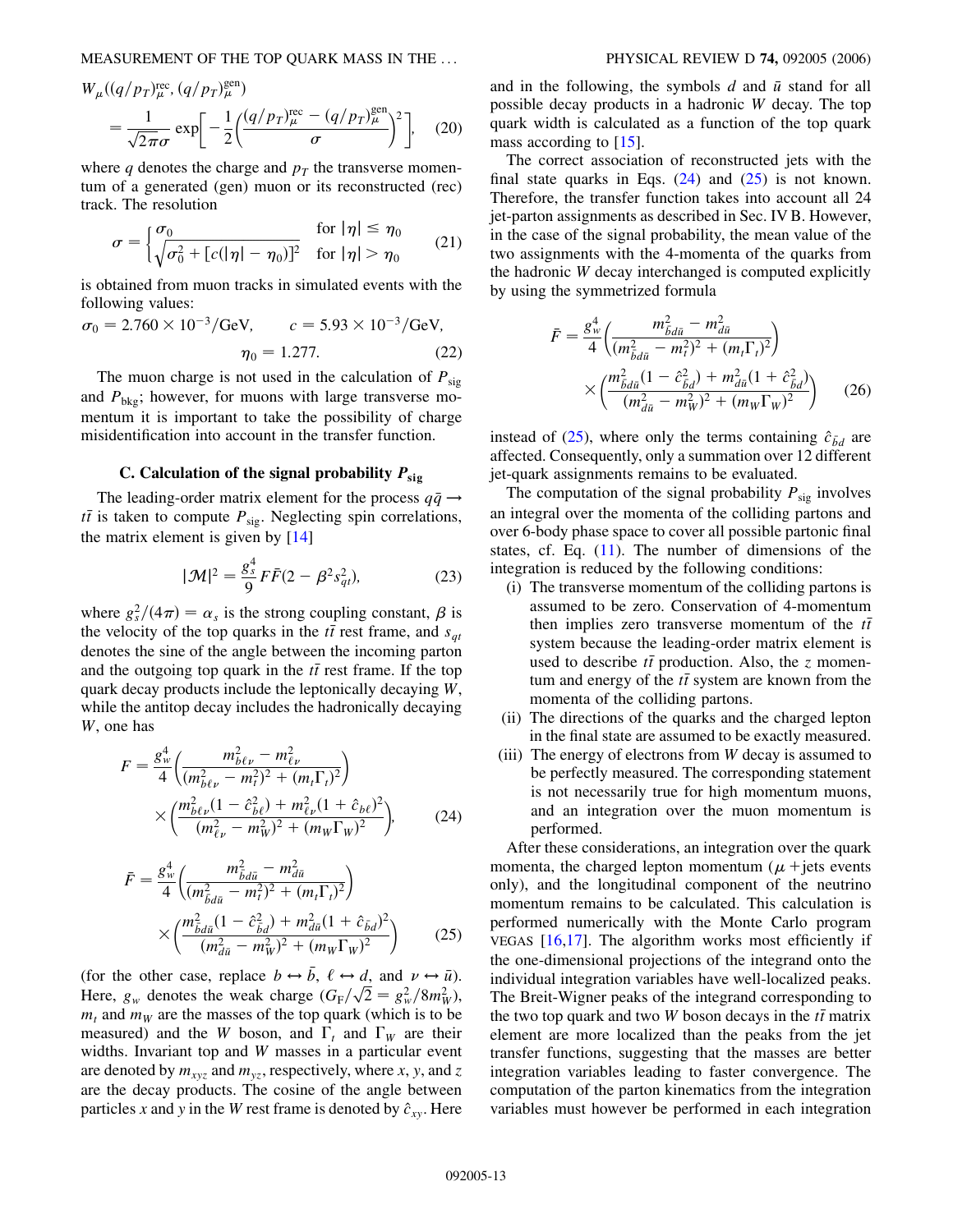$$W_\mu((q/p_T)^{\rm rec}_\mu, (q/p_T)^{\rm gen}_\mu) = \frac{1}{\sqrt{2\pi}\sigma} \exp\left[-\frac{1}{2}\left(\frac{(q/p_T)^{\rm rec}_\mu - (q/p_T)^{\rm gen}_\mu}{\sigma}\right)^2\right], \quad (20)$$

where $q$ denotes the charge and $p_T$ the transverse momentum of a generated (gen) muon or its reconstructed (rec) track. The resolution

$$\sigma = \begin{cases} \sigma_0 & \text{for } |\eta| \le \eta_0 \\ \sqrt{\sigma_0^2 + [c(|\eta| - \eta_0)]^2} & \text{for } |\eta| > \eta_0 \end{cases} \quad (21)$$

is obtained from muon tracks in simulated events with the following values:

$$\sigma_0 = 2.760 \times 10^{-3}/\text{GeV}, \qquad c = 5.93 \times 10^{-3}/\text{GeV}, \qquad \eta_0 = 1.277. \quad (22)$$

The muon charge is not used in the calculation of $P_{\rm sig}$ and $P_{\rm bkg}$; however, for muons with large transverse momentum it is important to take the possibility of charge misidentification into account in the transfer function.

### C. Calculation of the signal probability $P_{\rm sig}$

The leading-order matrix element for the process $q\bar{q} \to t\bar{t}$ is taken to compute $P_{\rm sig}$. Neglecting spin correlations, the matrix element is given by [14]

$$|\mathcal{M}|^2 = \frac{g_s^4}{9} F\bar{F}(2 - \beta^2 s_{qt}^2), \quad (23)$$

where $g_s^2/(4\pi) = \alpha_s$ is the strong coupling constant, $\beta$ is the velocity of the top quarks in the $t\bar{t}$ rest frame, and $s_{qt}$ denotes the sine of the angle between the incoming parton and the outgoing top quark in the $t\bar{t}$ rest frame. If the top quark decay products include the leptonically decaying $W$, while the antitop decay includes the hadronically decaying $W$, one has

$$F = \frac{g_w^4}{4}\left(\frac{m_{b\ell\nu}^2 - m_{\ell\nu}^2}{(m_{b\ell\nu}^2 - m_t^2)^2 + (m_t\Gamma_t)^2}\right) \times \left(\frac{m_{b\ell\nu}^2(1 - \hat{c}_{b\ell}^2) + m_{\ell\nu}^2(1 + \hat{c}_{b\ell})^2}{(m_{\ell\nu}^2 - m_W^2)^2 + (m_W\Gamma_W)^2}\right), \quad (24)$$

$$\bar{F} = \frac{g_w^4}{4}\left(\frac{m_{\bar{b}d\bar{u}}^2 - m_{d\bar{u}}^2}{(m_{\bar{b}d\bar{u}}^2 - m_t^2)^2 + (m_t\Gamma_t)^2}\right) \times \left(\frac{m_{\bar{b}d\bar{u}}^2(1 - \hat{c}_{\bar{b}d}^2) + m_{d\bar{u}}^2(1 + \hat{c}_{\bar{b}d})^2}{(m_{d\bar{u}}^2 - m_W^2)^2 + (m_W\Gamma_W)^2}\right) \quad (25)$$

(for the other case, replace $b \leftrightarrow \bar{b}$, $\ell \leftrightarrow d$, and $\nu \leftrightarrow \bar{u}$). Here, $g_w$ denotes the weak charge ($G_{\rm F}/\sqrt{2} = g_w^2/8m_W^2$), $m_t$ and $m_W$ are the masses of the top quark (which is to be measured) and the $W$ boson, and $\Gamma_t$ and $\Gamma_W$ are their widths. Invariant top and $W$ masses in a particular event are denoted by $m_{xyz}$ and $m_{yz}$, respectively, where $x$, $y$, and $z$ are the decay products. The cosine of the angle between particles $x$ and $y$ in the $W$ rest frame is denoted by $\hat{c}_{xy}$. Here and in the following, the symbols $d$ and $\bar{u}$ stand for all possible decay products in a hadronic $W$ decay. The top quark width is calculated as a function of the top quark mass according to [15].

The correct association of reconstructed jets with the final state quarks in Eqs. (24) and (25) is not known. Therefore, the transfer function takes into account all 24 jet-parton assignments as described in Sec. IV B. However, in the case of the signal probability, the mean value of the two assignments with the 4-momenta of the quarks from the hadronic $W$ decay interchanged is computed explicitly by using the symmetrized formula

$$\bar{F} = \frac{g_w^4}{4}\left(\frac{m_{\bar{b}d\bar{u}}^2 - m_{d\bar{u}}^2}{(m_{\bar{b}d\bar{u}}^2 - m_t^2)^2 + (m_t\Gamma_t)^2}\right) \times \left(\frac{m_{\bar{b}d\bar{u}}^2(1 - \hat{c}_{\bar{b}d}^2) + m_{d\bar{u}}^2(1 + \hat{c}_{\bar{b}d}^2)}{(m_{d\bar{u}}^2 - m_W^2)^2 + (m_W\Gamma_W)^2}\right) \quad (26)$$

instead of (25), where only the terms containing $\hat{c}_{\bar{b}d}$ are affected. Consequently, only a summation over 12 different jet-quark assignments remains to be evaluated.

The computation of the signal probability $P_{\rm sig}$ involves an integral over the momenta of the colliding partons and over 6-body phase space to cover all possible partonic final states, cf. Eq. (11). The number of dimensions of the integration is reduced by the following conditions:

(i) The transverse momentum of the colliding partons is assumed to be zero. Conservation of 4-momentum then implies zero transverse momentum of the $t\bar{t}$ system because the leading-order matrix element is used to describe $t\bar{t}$ production. Also, the $z$ momentum and energy of the $t\bar{t}$ system are known from the momenta of the colliding partons.

(ii) The directions of the quarks and the charged lepton in the final state are assumed to be exactly measured.

(iii) The energy of electrons from $W$ decay is assumed to be perfectly measured. The corresponding statement is not necessarily true for high momentum muons, and an integration over the muon momentum is performed.

After these considerations, an integration over the quark momenta, the charged lepton momentum ($\mu$ +jets events only), and the longitudinal component of the neutrino momentum remains to be calculated. This calculation is performed numerically with the Monte Carlo program VEGAS [16,17]. The algorithm works most efficiently if the one-dimensional projections of the integrand onto the individual integration variables have well-localized peaks. The Breit-Wigner peaks of the integrand corresponding to the two top quark and two $W$ boson decays in the $t\bar{t}$ matrix element are more localized than the peaks from the jet transfer functions, suggesting that the masses are better integration variables leading to faster convergence. The computation of the parton kinematics from the integration variables must however be performed in each integration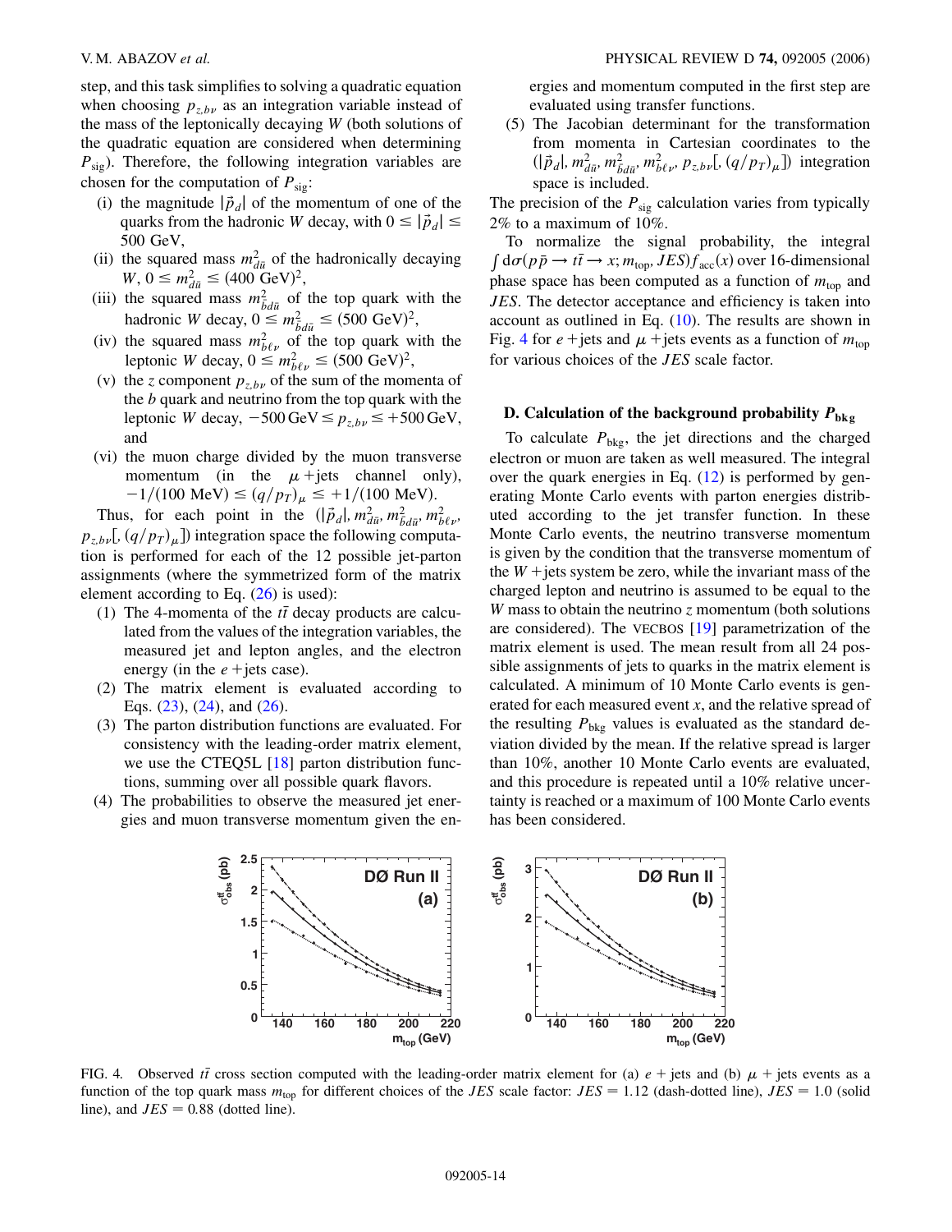step, and this task simplifies to solving a quadratic equation when choosing $p_{z,b\nu}$ as an integration variable instead of the mass of the leptonically decaying $W$ (both solutions of the quadratic equation are considered when determining $P_{\rm sig}$). Therefore, the following integration variables are chosen for the computation of $P_{\rm sig}$:

(i) the magnitude $|\vec{p}_d|$ of the momentum of one of the quarks from the hadronic $W$ decay, with $0 \leq |\vec{p}_d| \leq 500$ GeV,

(ii) the squared mass $m^2_{d\bar{u}}$ of the hadronically decaying $W$, $0 \leq m^2_{d\bar{u}} \leq (400~\text{GeV})^2$,

(iii) the squared mass $m^2_{\bar{b}d\bar{u}}$ of the top quark with the hadronic $W$ decay, $0 \leq m^2_{\bar{b}d\bar{u}} \leq (500~\text{GeV})^2$,

(iv) the squared mass $m^2_{b\ell\nu}$ of the top quark with the leptonic $W$ decay, $0 \leq m^2_{b\ell\nu} \leq (500~\text{GeV})^2$,

(v) the $z$ component $p_{z,b\nu}$ of the sum of the momenta of the $b$ quark and neutrino from the top quark with the leptonic $W$ decay, $-500~\text{GeV} \leq p_{z,b\nu} \leq +500~\text{GeV}$, and

(vi) the muon charge divided by the muon transverse momentum (in the $\mu$ +jets channel only), $-1/(100~\text{MeV}) \leq (q/p_T)_\mu \leq +1/(100~\text{MeV})$.

Thus, for each point in the $(|\vec{p}_d|, m^2_{d\bar{u}}, m^2_{\bar{b}d\bar{u}}, m^2_{b\ell\nu}, p_{z,b\nu}[, (q/p_T)_\mu])$ integration space the following computation is performed for each of the 12 possible jet-parton assignments (where the symmetrized form of the matrix element according to Eq. (26) is used):

(1) The 4-momenta of the $t\bar{t}$ decay products are calculated from the values of the integration variables, the measured jet and lepton angles, and the electron energy (in the $e$ +jets case).

(2) The matrix element is evaluated according to Eqs. (23), (24), and (26).

(3) The parton distribution functions are evaluated. For consistency with the leading-order matrix element, we use the CTEQ5L [18] parton distribution functions, summing over all possible quark flavors.

(4) The probabilities to observe the measured jet energies and muon transverse momentum given the energies and momentum computed in the first step are evaluated using transfer functions.

(5) The Jacobian determinant for the transformation from momenta in Cartesian coordinates to the $(|\vec{p}_d|, m^2_{d\bar{u}}, m^2_{\bar{b}d\bar{u}}, m^2_{b\ell\nu}, p_{z,b\nu}[, (q/p_T)_\mu])$ integration space is included.

The precision of the $P_{\rm sig}$ calculation varies from typically 2% to a maximum of 10%.

To normalize the signal probability, the integral $\int d\sigma(p\bar{p} \to t\bar{t} \to x; m_{\rm top}, JES) f_{\rm acc}(x)$ over 16-dimensional phase space has been computed as a function of $m_{\rm top}$ and $JES$. The detector acceptance and efficiency is taken into account as outlined in Eq. (10). The results are shown in Fig. 4 for $e$ +jets and $\mu$ +jets events as a function of $m_{\rm top}$ for various choices of the $JES$ scale factor.

### D. Calculation of the background probability $P_{\rm bkg}$

To calculate $P_{\rm bkg}$, the jet directions and the charged electron or muon are taken as well measured. The integral over the quark energies in Eq. (12) is performed by generating Monte Carlo events with parton energies distributed according to the jet transfer function. In these Monte Carlo events, the neutrino transverse momentum is given by the condition that the transverse momentum of the $W$ +jets system be zero, while the invariant mass of the charged lepton and neutrino is assumed to be equal to the $W$ mass to obtain the neutrino $z$ momentum (both solutions are considered). The VECBOS [19] parametrization of the matrix element is used. The mean result from all 24 possible assignments of jets to quarks in the matrix element is calculated. A minimum of 10 Monte Carlo events is generated for each measured event $x$, and the relative spread of the resulting $P_{\rm bkg}$ values is evaluated as the standard deviation divided by the mean. If the relative spread is larger than 10%, another 10 Monte Carlo events are evaluated, and this procedure is repeated until a 10% relative uncertainty is reached or a maximum of 100 Monte Carlo events has been considered.

FIG. 4. Observed $t\bar{t}$ cross section computed with the leading-order matrix element for (a) $e$ + jets and (b) $\mu$ + jets events as a function of the top quark mass $m_{\rm top}$ for different choices of the $JES$ scale factor: $JES = 1.12$ (dash-dotted line), $JES = 1.0$ (solid line), and $JES = 0.88$ (dotted line).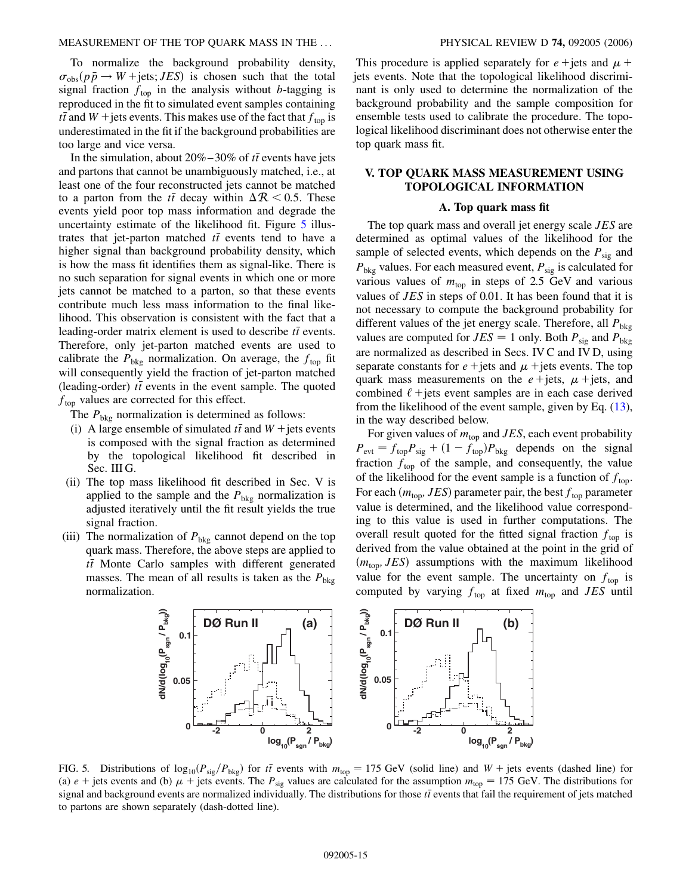To normalize the background probability density, $\sigma_{\rm obs}(p\bar{p} \to W + {\rm jets}; JES)$ is chosen such that the total signal fraction $f_{\rm top}$ in the analysis without $b$-tagging is reproduced in the fit to simulated event samples containing $t\bar{t}$ and $W$ +jets events. This makes use of the fact that $f_{\rm top}$ is underestimated in the fit if the background probabilities are too large and vice versa.

In the simulation, about 20%–30% of $t\bar{t}$ events have jets and partons that cannot be unambiguously matched, i.e., at least one of the four reconstructed jets cannot be matched to a parton from the $t\bar{t}$ decay within $\Delta\mathcal{R} < 0.5$. These events yield poor top mass information and degrade the uncertainty estimate of the likelihood fit. Figure 5 illustrates that jet-parton matched $t\bar{t}$ events tend to have a higher signal than background probability density, which is how the mass fit identifies them as signal-like. There is no such separation for signal events in which one or more jets cannot be matched to a parton, so that these events contribute much less mass information to the final likelihood. This observation is consistent with the fact that a leading-order matrix element is used to describe $t\bar{t}$ events. Therefore, only jet-parton matched events are used to calibrate the $P_{\rm bkg}$ normalization. On average, the $f_{\rm top}$ fit will consequently yield the fraction of jet-parton matched (leading-order) $t\bar{t}$ events in the event sample. The quoted $f_{\rm top}$ values are corrected for this effect.

The $P_{\rm bkg}$ normalization is determined as follows:

(i) A large ensemble of simulated $t\bar{t}$ and $W$ +jets events is composed with the signal fraction as determined by the topological likelihood fit described in Sec. III G.

(ii) The top mass likelihood fit described in Sec. V is applied to the sample and the $P_{\rm bkg}$ normalization is adjusted iteratively until the fit result yields the true signal fraction.

(iii) The normalization of $P_{\rm bkg}$ cannot depend on the top quark mass. Therefore, the above steps are applied to $t\bar{t}$ Monte Carlo samples with different generated masses. The mean of all results is taken as the $P_{\rm bkg}$ normalization.

This procedure is applied separately for $e$ +jets and $\mu$ + jets events. Note that the topological likelihood discriminant is only used to determine the normalization of the background probability and the sample composition for ensemble tests used to calibrate the procedure. The topological likelihood discriminant does not otherwise enter the top quark mass fit.

## V. TOP QUARK MASS MEASUREMENT USING TOPOLOGICAL INFORMATION

### A. Top quark mass fit

The top quark mass and overall jet energy scale $JES$ are determined as optimal values of the likelihood for the sample of selected events, which depends on the $P_{\rm sig}$ and $P_{\rm bkg}$ values. For each measured event, $P_{\rm sig}$ is calculated for various values of $m_{\rm top}$ in steps of 2.5 GeV and various values of $JES$ in steps of 0.01. It has been found that it is not necessary to compute the background probability for different values of the jet energy scale. Therefore, all $P_{\rm bkg}$ values are computed for $JES = 1$ only. Both $P_{\rm sig}$ and $P_{\rm bkg}$ are normalized as described in Secs. IV C and IV D, using separate constants for $e$ +jets and $\mu$ +jets events. The top quark mass measurements on the $e$ +jets, $\mu$ +jets, and combined $\ell$ +jets event samples are in each case derived from the likelihood of the event sample, given by Eq. (13), in the way described below.

For given values of $m_{\rm top}$ and $JES$, each event probability $P_{\rm evt} = f_{\rm top}P_{\rm sig} + (1 - f_{\rm top})P_{\rm bkg}$ depends on the signal fraction $f_{\rm top}$ of the sample, and consequently, the value of the likelihood for the event sample is a function of $f_{\rm top}$. For each ($m_{\rm top}$, $JES$) parameter pair, the best $f_{\rm top}$ parameter value is determined, and the likelihood value corresponding to this value is used in further computations. The overall result quoted for the fitted signal fraction $f_{\rm top}$ is derived from the value obtained at the point in the grid of ($m_{\rm top}$, $JES$) assumptions with the maximum likelihood value for the event sample. The uncertainty on $f_{\rm top}$ is computed by varying $f_{\rm top}$ at fixed $m_{\rm top}$ and $JES$ until

FIG. 5. Distributions of $\log_{10}(P_{\rm sig}/P_{\rm bkg})$ for $t\bar{t}$ events with $m_{\rm top} = 175$ GeV (solid line) and $W$ + jets events (dashed line) for (a) $e$ + jets events and (b) $\mu$ + jets events. The $P_{\rm sig}$ values are calculated for the assumption $m_{\rm top} = 175$ GeV. The distributions for signal and background events are normalized individually. The distributions for those $t\bar{t}$ events that fail the requirement of jets matched to partons are shown separately (dash-dotted line).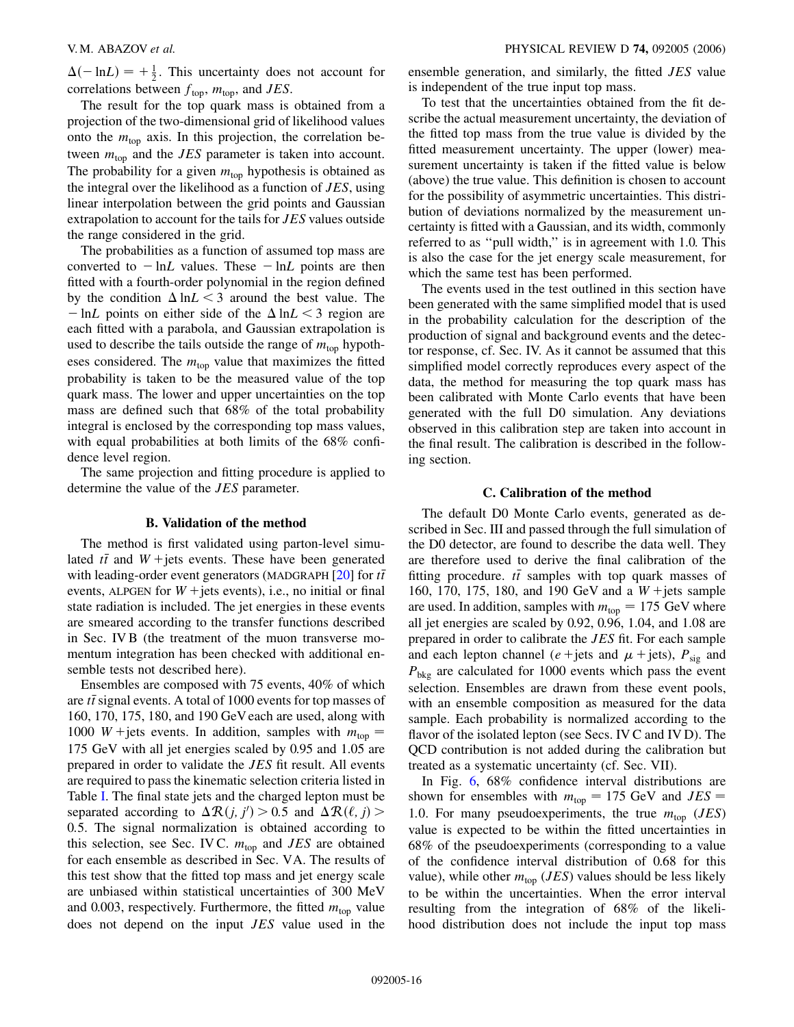$\Delta(-\ln L) = +\frac{1}{2}$. This uncertainty does not account for correlations between $f_{\rm top}$, $m_{\rm top}$, and *JES*.

The result for the top quark mass is obtained from a projection of the two-dimensional grid of likelihood values onto the $m_{\rm top}$ axis. In this projection, the correlation between $m_{\rm top}$ and the *JES* parameter is taken into account. The probability for a given $m_{\rm top}$ hypothesis is obtained as the integral over the likelihood as a function of *JES*, using linear interpolation between the grid points and Gaussian extrapolation to account for the tails for *JES* values outside the range considered in the grid.

The probabilities as a function of assumed top mass are converted to $-\ln L$ values. These $-\ln L$ points are then fitted with a fourth-order polynomial in the region defined by the condition $\Delta \ln L < 3$ around the best value. The $-\ln L$ points on either side of the $\Delta \ln L < 3$ region are each fitted with a parabola, and Gaussian extrapolation is used to describe the tails outside the range of $m_{\rm top}$ hypotheses considered. The $m_{\rm top}$ value that maximizes the fitted probability is taken to be the measured value of the top quark mass. The lower and upper uncertainties on the top mass are defined such that 68% of the total probability integral is enclosed by the corresponding top mass values, with equal probabilities at both limits of the 68% confidence level region.

The same projection and fitting procedure is applied to determine the value of the *JES* parameter.

### B. Validation of the method

The method is first validated using parton-level simulated $t\bar{t}$ and $W+$jets events. These have been generated with leading-order event generators (MADGRAPH [20] for $t\bar{t}$ events, ALPGEN for $W+$jets events), i.e., no initial or final state radiation is included. The jet energies in these events are smeared according to the transfer functions described in Sec. IV B (the treatment of the muon transverse momentum integration has been checked with additional ensemble tests not described here).

Ensembles are composed with 75 events, 40% of which are $t\bar{t}$ signal events. A total of 1000 events for top masses of 160, 170, 175, 180, and 190 GeV each are used, along with 1000 $W+$jets events. In addition, samples with $m_{\rm top} = 175$ GeV with all jet energies scaled by 0.95 and 1.05 are prepared in order to validate the *JES* fit result. All events are required to pass the kinematic selection criteria listed in Table I. The final state jets and the charged lepton must be separated according to $\Delta\mathcal{R}(j, j') > 0.5$ and $\Delta\mathcal{R}(\ell, j) > 0.5$. The signal normalization is obtained according to this selection, see Sec. IV C. $m_{\rm top}$ and *JES* are obtained for each ensemble as described in Sec. V A. The results of this test show that the fitted top mass and jet energy scale are unbiased within statistical uncertainties of 300 MeV and 0.003, respectively. Furthermore, the fitted $m_{\rm top}$ value does not depend on the input *JES* value used in the ensemble generation, and similarly, the fitted *JES* value is independent of the true input top mass.

To test that the uncertainties obtained from the fit describe the actual measurement uncertainty, the deviation of the fitted top mass from the true value is divided by the fitted measurement uncertainty. The upper (lower) measurement uncertainty is taken if the fitted value is below (above) the true value. This definition is chosen to account for the possibility of asymmetric uncertainties. This distribution of deviations normalized by the measurement uncertainty is fitted with a Gaussian, and its width, commonly referred to as "pull width," is in agreement with 1.0. This is also the case for the jet energy scale measurement, for which the same test has been performed.

The events used in the test outlined in this section have been generated with the same simplified model that is used in the probability calculation for the description of the production of signal and background events and the detector response, cf. Sec. IV. As it cannot be assumed that this simplified model correctly reproduces every aspect of the data, the method for measuring the top quark mass has been calibrated with Monte Carlo events that have been generated with the full D0 simulation. Any deviations observed in this calibration step are taken into account in the final result. The calibration is described in the following section.

### C. Calibration of the method

The default D0 Monte Carlo events, generated as described in Sec. III and passed through the full simulation of the D0 detector, are found to describe the data well. They are therefore used to derive the final calibration of the fitting procedure. $t\bar{t}$ samples with top quark masses of 160, 170, 175, 180, and 190 GeV and a $W+$jets sample are used. In addition, samples with $m_{\rm top} = 175$ GeV where all jet energies are scaled by 0.92, 0.96, 1.04, and 1.08 are prepared in order to calibrate the *JES* fit. For each sample and each lepton channel ($e+$jets and $\mu+$jets), $P_{\rm sig}$ and $P_{\rm bkg}$ are calculated for 1000 events which pass the event selection. Ensembles are drawn from these event pools, with an ensemble composition as measured for the data sample. Each probability is normalized according to the flavor of the isolated lepton (see Secs. IV C and IV D). The QCD contribution is not added during the calibration but treated as a systematic uncertainty (cf. Sec. VII).

In Fig. 6, 68% confidence interval distributions are shown for ensembles with $m_{\rm top} = 175$ GeV and $JES = 1.0$. For many pseudoexperiments, the true $m_{\rm top}$ (*JES*) value is expected to be within the fitted uncertainties in 68% of the pseudoexperiments (corresponding to a value of the confidence interval distribution of 0.68 for this value), while other $m_{\rm top}$ (*JES*) values should be less likely to be within the uncertainties. When the error interval resulting from the integration of 68% of the likelihood distribution does not include the input top mass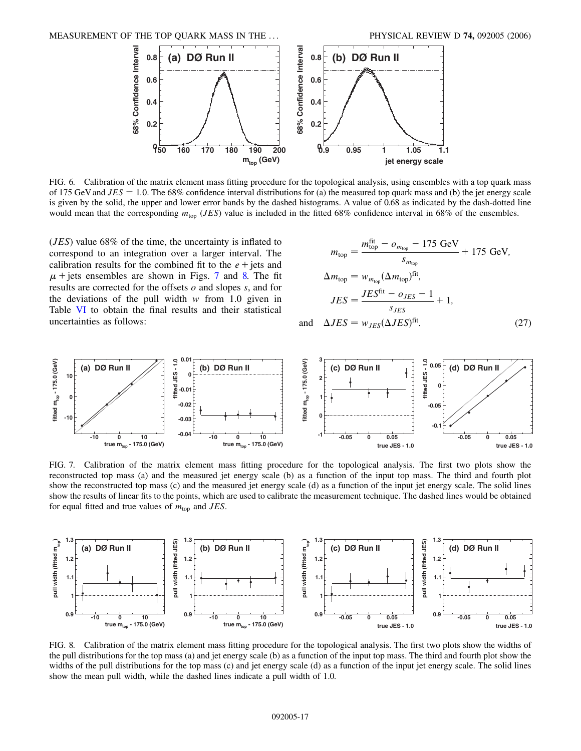FIG. 6. Calibration of the matrix element mass fitting procedure for the topological analysis, using ensembles with a top quark mass of 175 GeV and $JES = 1.0$. The 68% confidence interval distributions for (a) the measured top quark mass and (b) the jet energy scale is given by the solid, the upper and lower error bands by the dashed histograms. A value of 0.68 as indicated by the dash-dotted line would mean that the corresponding $m_{top}$ ($JES$) value is included in the fitted 68% confidence interval in 68% of the ensembles.

($JES$) value 68% of the time, the uncertainty is inflated to correspond to an integration over a larger interval. The calibration results for the combined fit to the $e$ + jets and $\mu$ + jets ensembles are shown in Figs. 7 and 8. The fit results are corrected for the offsets $o$ and slopes $s$, and for the deviations of the pull width $w$ from 1.0 given in Table VI to obtain the final results and their statistical uncertainties as follows:

$$
\begin{aligned}
m_{top} &= \frac{m_{top}^{fit} - o_{m_{top}} - 175\ \text{GeV}}{s_{m_{top}}} + 175\ \text{GeV}, \\
\Delta m_{top} &= w_{m_{top}} (\Delta m_{top})^{fit}, \\
JES &= \frac{JES^{fit} - o_{JES} - 1}{s_{JES}} + 1, \\
\text{and} \quad \Delta JES &= w_{JES} (\Delta JES)^{fit}.
\end{aligned}
\tag{27}
$$

FIG. 7. Calibration of the matrix element mass fitting procedure for the topological analysis. The first two plots show the reconstructed top mass (a) and the measured jet energy scale (b) as a function of the input top mass. The third and fourth plot show the reconstructed top mass (c) and the measured jet energy scale (d) as a function of the input jet energy scale. The solid lines show the results of linear fits to the points, which are used to calibrate the measurement technique. The dashed lines would be obtained for equal fitted and true values of $m_{top}$ and $JES$.

FIG. 8. Calibration of the matrix element mass fitting procedure for the topological analysis. The first two plots show the widths of the pull distributions for the top mass (a) and jet energy scale (b) as a function of the input top mass. The third and fourth plot show the widths of the pull distributions for the top mass (c) and jet energy scale (d) as a function of the input jet energy scale. The solid lines show the mean pull width, while the dashed lines indicate a pull width of 1.0.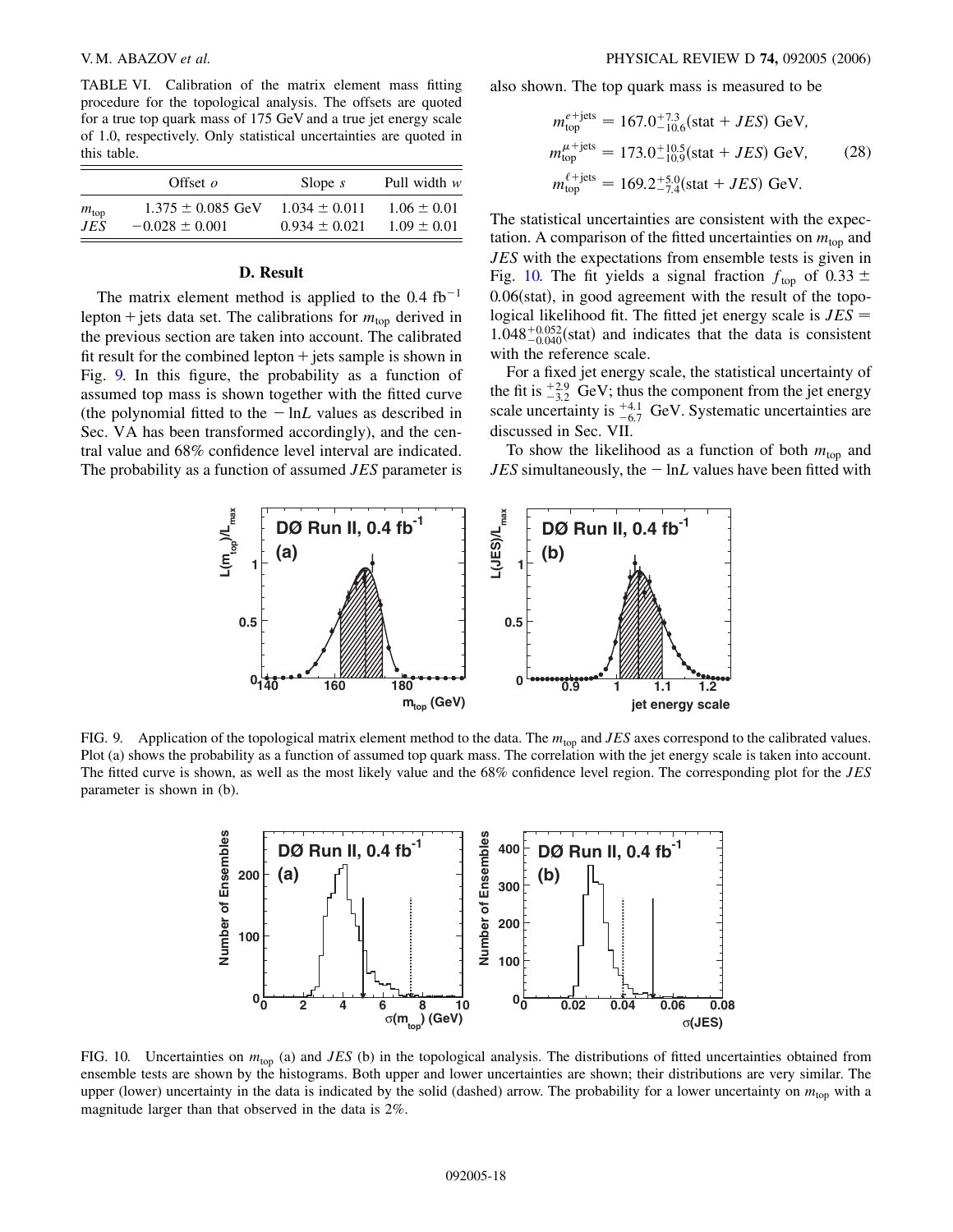TABLE VI. Calibration of the matrix element mass fitting procedure for the topological analysis. The offsets are quoted for a true top quark mass of 175 GeV and a true jet energy scale of 1.0, respectively. Only statistical uncertainties are quoted in this table.

| | Offset $o$ | Slope $s$ | Pull width $w$ |
|---|---|---|---|
| $m_{\rm top}$ | $1.375 \pm 0.085$ GeV | $1.034 \pm 0.011$ | $1.06 \pm 0.01$ |
| $JES$ | $-0.028 \pm 0.001$ | $0.934 \pm 0.021$ | $1.09 \pm 0.01$ |

### D. Result

The matrix element method is applied to the 0.4 fb$^{-1}$ lepton + jets data set. The calibrations for $m_{\rm top}$ derived in the previous section are taken into account. The calibrated fit result for the combined lepton + jets sample is shown in Fig. 9. In this figure, the probability as a function of assumed top mass is shown together with the fitted curve (the polynomial fitted to the $-\ln L$ values as described in Sec. V A has been transformed accordingly), and the central value and 68% confidence level interval are indicated. The probability as a function of assumed $JES$ parameter is also shown. The top quark mass is measured to be

$$
\begin{aligned}
m_{\rm top}^{e+\rm jets} &= 167.0^{+7.3}_{-10.6}(\text{stat} + JES)\ \text{GeV}, \\
m_{\rm top}^{\mu+\rm jets} &= 173.0^{+10.5}_{-10.9}(\text{stat} + JES)\ \text{GeV}, \qquad (28)\\
m_{\rm top}^{\ell+\rm jets} &= 169.2^{+5.0}_{-7.4}(\text{stat} + JES)\ \text{GeV}.
\end{aligned}
$$

The statistical uncertainties are consistent with the expectation. A comparison of the fitted uncertainties on $m_{\rm top}$ and $JES$ with the expectations from ensemble tests is given in Fig. 10. The fit yields a signal fraction $f_{\rm top}$ of $0.33 \pm 0.06$(stat), in good agreement with the result of the topological likelihood fit. The fitted jet energy scale is $JES = 1.048^{+0.052}_{-0.040}$(stat) and indicates that the data is consistent with the reference scale.

For a fixed jet energy scale, the statistical uncertainty of the fit is $^{+2.9}_{-3.2}$ GeV; thus the component from the jet energy scale uncertainty is $^{+4.1}_{-6.7}$ GeV. Systematic uncertainties are discussed in Sec. VII.

To show the likelihood as a function of both $m_{\rm top}$ and $JES$ simultaneously, the $-\ln L$ values have been fitted with

FIG. 9. Application of the topological matrix element method to the data. The $m_{\rm top}$ and $JES$ axes correspond to the calibrated values. Plot (a) shows the probability as a function of assumed top quark mass. The correlation with the jet energy scale is taken into account. The fitted curve is shown, as well as the most likely value and the 68% confidence level region. The corresponding plot for the $JES$ parameter is shown in (b).

FIG. 10. Uncertainties on $m_{\rm top}$ (a) and $JES$ (b) in the topological analysis. The distributions of fitted uncertainties obtained from ensemble tests are shown by the histograms. Both upper and lower uncertainties are shown; their distributions are very similar. The upper (lower) uncertainty in the data is indicated by the solid (dashed) arrow. The probability for a lower uncertainty on $m_{\rm top}$ with a magnitude larger than that observed in the data is 2%.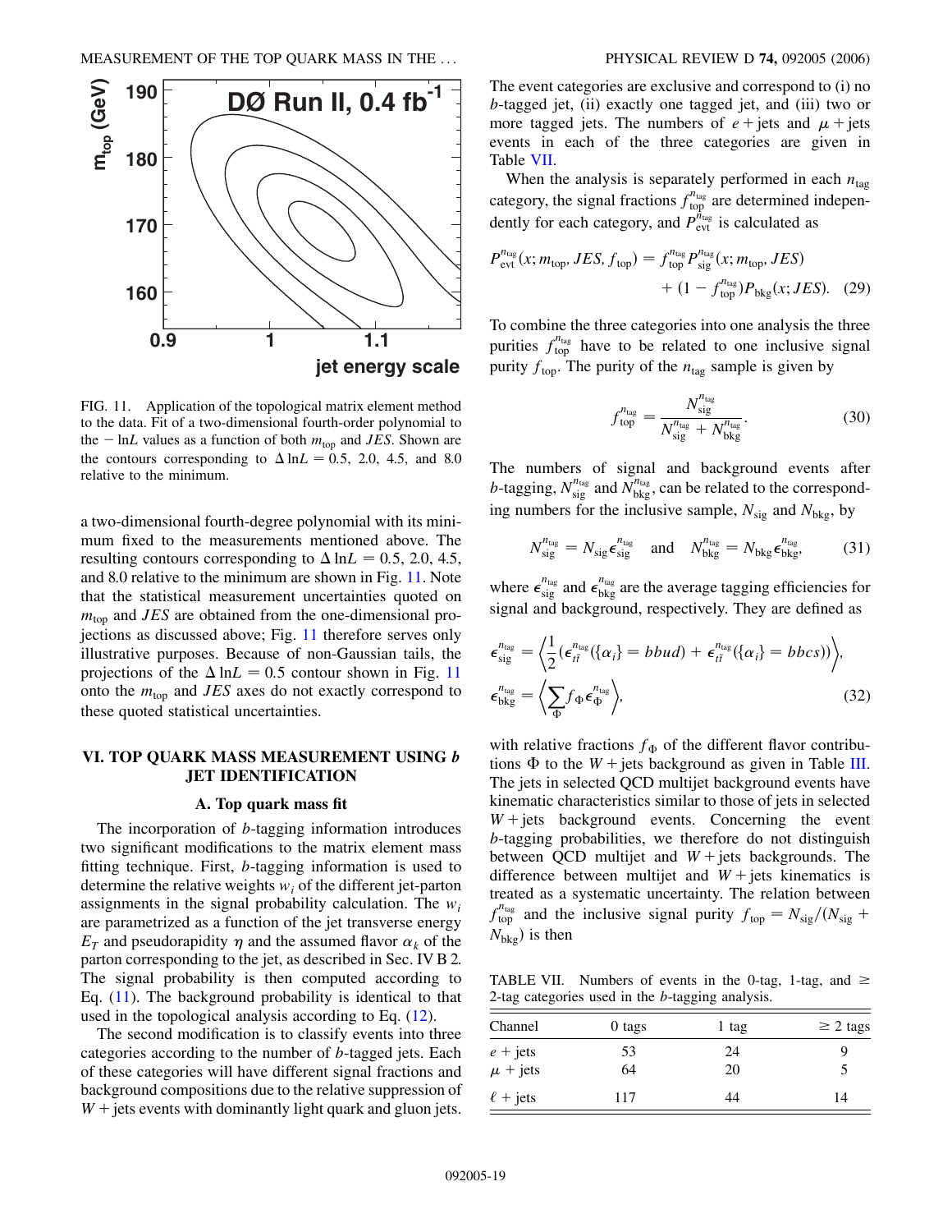FIG. 11. Application of the topological matrix element method to the data. Fit of a two-dimensional fourth-order polynomial to the $-\ln L$ values as a function of both $m_{\mathrm{top}}$ and $JES$. Shown are the contours corresponding to $\Delta \ln L = 0.5$, 2.0, 4.5, and 8.0 relative to the minimum.

a two-dimensional fourth-degree polynomial with its minimum fixed to the measurements mentioned above. The resulting contours corresponding to $\Delta \ln L = 0.5$, 2.0, 4.5, and 8.0 relative to the minimum are shown in Fig. 11. Note that the statistical measurement uncertainties quoted on $m_{\mathrm{top}}$ and $JES$ are obtained from the one-dimensional projections as discussed above; Fig. 11 therefore serves only illustrative purposes. Because of non-Gaussian tails, the projections of the $\Delta \ln L = 0.5$ contour shown in Fig. 11 onto the $m_{\mathrm{top}}$ and $JES$ axes do not exactly correspond to these quoted statistical uncertainties.

## VI. TOP QUARK MASS MEASUREMENT USING *b* JET IDENTIFICATION

### A. Top quark mass fit

The incorporation of $b$-tagging information introduces two significant modifications to the matrix element mass fitting technique. First, $b$-tagging information is used to determine the relative weights $w_i$ of the different jet-parton assignments in the signal probability calculation. The $w_i$ are parametrized as a function of the jet transverse energy $E_T$ and pseudorapidity $\eta$ and the assumed flavor $\alpha_k$ of the parton corresponding to the jet, as described in Sec. IV B 2. The signal probability is then computed according to Eq. (11). The background probability is identical to that used in the topological analysis according to Eq. (12).

The second modification is to classify events into three categories according to the number of $b$-tagged jets. Each of these categories will have different signal fractions and background compositions due to the relative suppression of $W$ + jets events with dominantly light quark and gluon jets. The event categories are exclusive and correspond to (i) no $b$-tagged jet, (ii) exactly one tagged jet, and (iii) two or more tagged jets. The numbers of $e$ + jets and $\mu$ + jets events in each of the three categories are given in Table VII.

When the analysis is separately performed in each $n_{\mathrm{tag}}$ category, the signal fractions $f_{\mathrm{top}}^{n_{\mathrm{tag}}}$ are determined independently for each category, and $P_{\mathrm{evt}}^{n_{\mathrm{tag}}}$ is calculated as

$$P_{\mathrm{evt}}^{n_{\mathrm{tag}}}(x; m_{\mathrm{top}}, JES, f_{\mathrm{top}}) = f_{\mathrm{top}}^{n_{\mathrm{tag}}} P_{\mathrm{sig}}^{n_{\mathrm{tag}}}(x; m_{\mathrm{top}}, JES) + (1 - f_{\mathrm{top}}^{n_{\mathrm{tag}}}) P_{\mathrm{bkg}}(x; JES). \quad (29)$$

To combine the three categories into one analysis the three purities $f_{\mathrm{top}}^{n_{\mathrm{tag}}}$ have to be related to one inclusive signal purity $f_{\mathrm{top}}$. The purity of the $n_{\mathrm{tag}}$ sample is given by

$$f_{\mathrm{top}}^{n_{\mathrm{tag}}} = \frac{N_{\mathrm{sig}}^{n_{\mathrm{tag}}}}{N_{\mathrm{sig}}^{n_{\mathrm{tag}}} + N_{\mathrm{bkg}}^{n_{\mathrm{tag}}}}. \quad (30)$$

The numbers of signal and background events after $b$-tagging, $N_{\mathrm{sig}}^{n_{\mathrm{tag}}}$ and $N_{\mathrm{bkg}}^{n_{\mathrm{tag}}}$, can be related to the corresponding numbers for the inclusive sample, $N_{\mathrm{sig}}$ and $N_{\mathrm{bkg}}$, by

$$N_{\mathrm{sig}}^{n_{\mathrm{tag}}} = N_{\mathrm{sig}} \epsilon_{\mathrm{sig}}^{n_{\mathrm{tag}}} \quad \text{and} \quad N_{\mathrm{bkg}}^{n_{\mathrm{tag}}} = N_{\mathrm{bkg}} \epsilon_{\mathrm{bkg}}^{n_{\mathrm{tag}}}, \quad (31)$$

where $\epsilon_{\mathrm{sig}}^{n_{\mathrm{tag}}}$ and $\epsilon_{\mathrm{bkg}}^{n_{\mathrm{tag}}}$ are the average tagging efficiencies for signal and background, respectively. They are defined as

$$\epsilon_{\mathrm{sig}}^{n_{\mathrm{tag}}} = \left\langle \frac{1}{2} (\epsilon_{t\bar{t}}^{n_{\mathrm{tag}}}(\{\alpha_i\} = bbud) + \epsilon_{t\bar{t}}^{n_{\mathrm{tag}}}(\{\alpha_i\} = bbcs)) \right\rangle,$$
$$\epsilon_{\mathrm{bkg}}^{n_{\mathrm{tag}}} = \left\langle \sum_{\Phi} f_{\Phi} \epsilon_{\Phi}^{n_{\mathrm{tag}}} \right\rangle, \quad (32)$$

with relative fractions $f_{\Phi}$ of the different flavor contributions $\Phi$ to the $W$ + jets background as given in Table III. The jets in selected QCD multijet background events have kinematic characteristics similar to those of jets in selected $W$ + jets background events. Concerning the event $b$-tagging probabilities, we therefore do not distinguish between QCD multijet and $W$ + jets backgrounds. The difference between multijet and $W$ + jets kinematics is treated as a systematic uncertainty. The relation between $f_{\mathrm{top}}^{n_{\mathrm{tag}}}$ and the inclusive signal purity $f_{\mathrm{top}} = N_{\mathrm{sig}}/(N_{\mathrm{sig}} + N_{\mathrm{bkg}})$ is then

TABLE VII. Numbers of events in the 0-tag, 1-tag, and $\geq$ 2-tag categories used in the $b$-tagging analysis.

| Channel | 0 tags | 1 tag | $\geq$ 2 tags |
|---|---|---|---|
| $e$ + jets | 53 | 24 | 9 |
| $\mu$ + jets | 64 | 20 | 5 |
| $\ell$ + jets | 117 | 44 | 14 |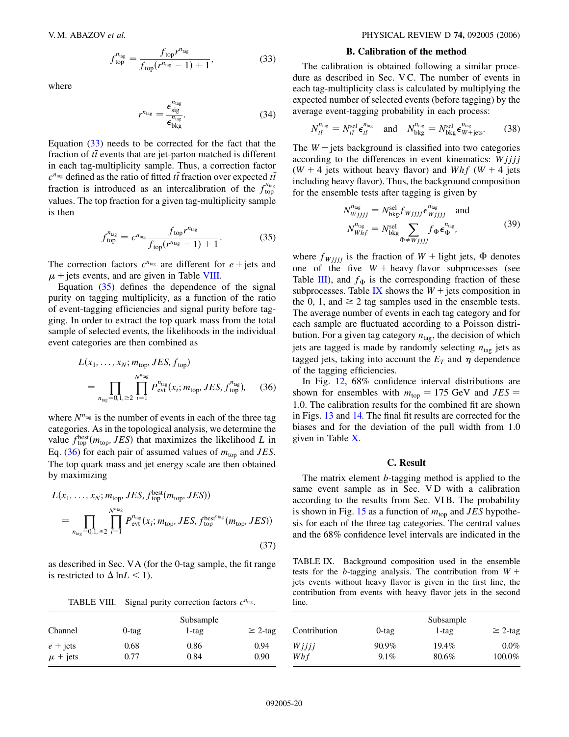$$f_{\rm top}^{n_{\rm tag}} = \frac{f_{\rm top} r^{n_{\rm tag}}}{f_{\rm top}(r^{n_{\rm tag}} - 1) + 1}, \tag{33}$$

where

$$r^{n_{\rm tag}} = \frac{\epsilon_{\rm sig}^{n_{\rm tag}}}{\epsilon_{\rm bkg}^{n_{\rm tag}}}. \tag{34}$$

Equation (33) needs to be corrected for the fact that the fraction of $t\bar{t}$ events that are jet-parton matched is different in each tag-multiplicity sample. Thus, a correction factor $c^{n_{\rm tag}}$ defined as the ratio of fitted $t\bar{t}$ fraction over expected $t\bar{t}$ fraction is introduced as an intercalibration of the $f_{\rm top}^{n_{\rm tag}}$ values. The top fraction for a given tag-multiplicity sample is then

$$f_{\rm top}^{n_{\rm tag}} = c^{n_{\rm tag}} \frac{f_{\rm top} r^{n_{\rm tag}}}{f_{\rm top}(r^{n_{\rm tag}} - 1) + 1}. \tag{35}$$

The correction factors $c^{n_{\rm tag}}$ are different for $e$ + jets and $\mu$ + jets events, and are given in Table VIII.

Equation (35) defines the dependence of the signal purity on tagging multiplicity, as a function of the ratio of event-tagging efficiencies and signal purity before tagging. In order to extract the top quark mass from the total sample of selected events, the likelihoods in the individual event categories are then combined as

$$L(x_1, \ldots, x_N; m_{\rm top}, JES, f_{\rm top}) = \prod_{n_{\rm tag}=0,1,\geq 2} \prod_{i=1}^{N^{n_{\rm tag}}} P_{\rm evt}^{n_{\rm tag}}(x_i; m_{\rm top}, JES, f_{\rm top}^{n_{\rm tag}}), \tag{36}$$

where $N^{n_{\rm tag}}$ is the number of events in each of the three tag categories. As in the topological analysis, we determine the value $f_{\rm top}^{\rm best}(m_{\rm top}, JES)$ that maximizes the likelihood $L$ in Eq. (36) for each pair of assumed values of $m_{\rm top}$ and $JES$. The top quark mass and jet energy scale are then obtained by maximizing

$$L(x_1, \ldots, x_N; m_{\rm top}, JES, f_{\rm top}^{\rm best}(m_{\rm top}, JES)) = \prod_{n_{\rm tag}=0,1,\geq 2} \prod_{i=1}^{N^{n_{\rm tag}}} P_{\rm evt}^{n_{\rm tag}}(x_i; m_{\rm top}, JES, f_{\rm top}^{{\rm best}^{n_{\rm tag}}}(m_{\rm top}, JES)) \tag{37}$$

as described in Sec. V A (for the 0-tag sample, the fit range is restricted to $\Delta \ln L < 1$).

TABLE VIII. Signal purity correction factors $c^{n_{\rm tag}}$.

| Channel | Subsample 0-tag | 1-tag | $\geq$ 2-tag |
|---|---|---|---|
| $e$ + jets | 0.68 | 0.86 | 0.94 |
| $\mu$ + jets | 0.77 | 0.84 | 0.90 |

### B. Calibration of the method

The calibration is obtained following a similar procedure as described in Sec. V C. The number of events in each tag-multiplicity class is calculated by multiplying the expected number of selected events (before tagging) by the average event-tagging probability in each process:

$$N_{t\bar{t}}^{n_{\rm tag}} = N_{t\bar{t}}^{\rm sel} \epsilon_{t\bar{t}}^{n_{\rm tag}} \quad \text{and} \quad N_{\rm bkg}^{n_{\rm tag}} = N_{\rm bkg}^{\rm sel} \epsilon_{W+{\rm jets}}^{n_{\rm tag}}. \tag{38}$$

The $W$ + jets background is classified into two categories according to the differences in event kinematics: $Wjjjj$ ($W$ + 4 jets without heavy flavor) and $Whf$ ($W$ + 4 jets including heavy flavor). Thus, the background composition for the ensemble tests after tagging is given by

$$N_{Wjjjj}^{n_{\rm tag}} = N_{\rm bkg}^{\rm sel} f_{Wjjjj} \epsilon_{Wjjjj}^{n_{\rm tag}} \quad \text{and} \quad N_{Whf}^{n_{\rm tag}} = N_{\rm bkg}^{\rm sel} \sum_{\Phi \neq Wjjjj} f_{\Phi} \epsilon_{\Phi}^{n_{\rm tag}}, \tag{39}$$

where $f_{Wjjjj}$ is the fraction of $W$ + light jets, $\Phi$ denotes one of the five $W$ + heavy flavor subprocesses (see Table III), and $f_{\Phi}$ is the corresponding fraction of these subprocesses. Table IX shows the $W$ + jets composition in the 0, 1, and $\geq 2$ tag samples used in the ensemble tests. The average number of events in each tag category and for each sample are fluctuated according to a Poisson distribution. For a given tag category $n_{\rm tag}$, the decision of which jets are tagged is made by randomly selecting $n_{\rm tag}$ jets as tagged jets, taking into account the $E_T$ and $\eta$ dependence of the tagging efficiencies.

In Fig. 12, 68% confidence interval distributions are shown for ensembles with $m_{\rm top} = 175$ GeV and $JES = 1.0$. The calibration results for the combined fit are shown in Figs. 13 and 14. The final fit results are corrected for the biases and for the deviation of the pull width from 1.0 given in Table X.

### C. Result

The matrix element $b$-tagging method is applied to the same event sample as in Sec. V D with a calibration according to the results from Sec. VI B. The probability is shown in Fig. 15 as a function of $m_{\rm top}$ and $JES$ hypothesis for each of the three tag categories. The central values and the 68% confidence level intervals are indicated in the

TABLE IX. Background composition used in the ensemble tests for the $b$-tagging analysis. The contribution from $W$ + jets events without heavy flavor is given in the first line, the contribution from events with heavy flavor jets in the second line.

| Contribution | Subsample 0-tag | 1-tag | $\geq$ 2-tag |
|---|---|---|---|
| $Wjjjj$ | 90.9% | 19.4% | 0.0% |
| $Whf$ | 9.1% | 80.6% | 100.0% |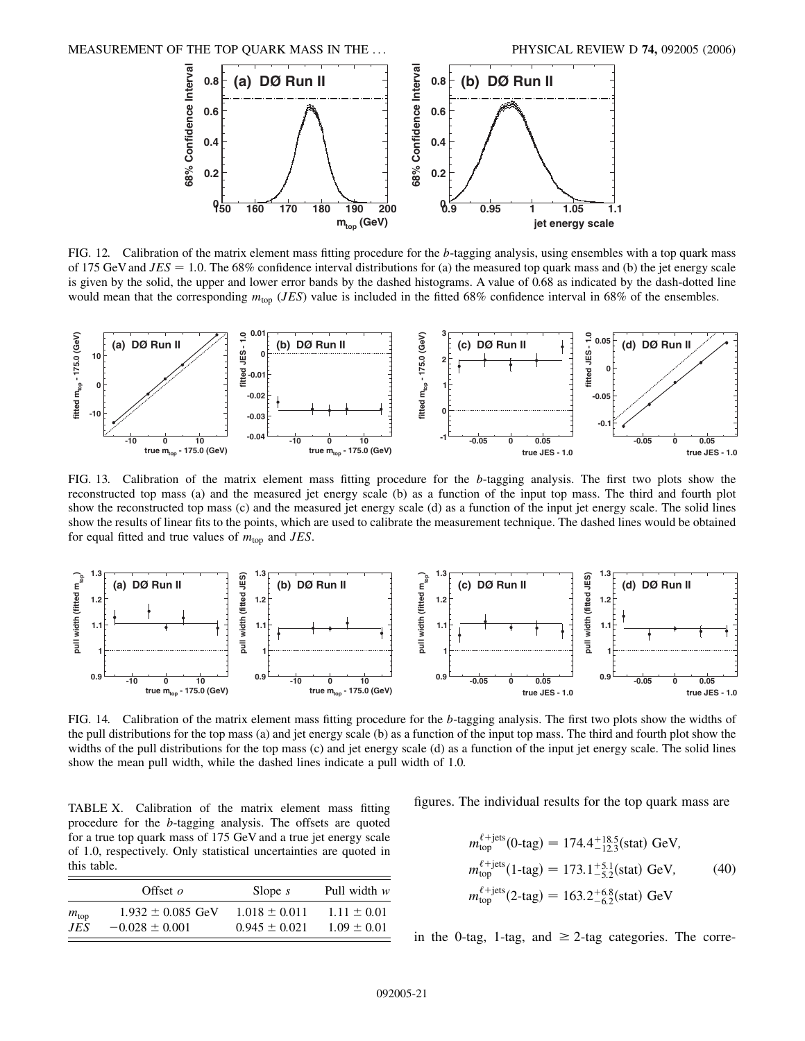FIG. 12. Calibration of the matrix element mass fitting procedure for the $b$-tagging analysis, using ensembles with a top quark mass of 175 GeV and $JES = 1.0$. The 68% confidence interval distributions for (a) the measured top quark mass and (b) the jet energy scale is given by the solid, the upper and lower error bands by the dashed histograms. A value of 0.68 as indicated by the dash-dotted line would mean that the corresponding $m_{\mathrm{top}}$ ($JES$) value is included in the fitted 68% confidence interval in 68% of the ensembles.

FIG. 13. Calibration of the matrix element mass fitting procedure for the $b$-tagging analysis. The first two plots show the reconstructed top mass (a) and the measured jet energy scale (b) as a function of the input top mass. The third and fourth plot show the reconstructed top mass (c) and the measured jet energy scale (d) as a function of the input jet energy scale. The solid lines show the results of linear fits to the points, which are used to calibrate the measurement technique. The dashed lines would be obtained for equal fitted and true values of $m_{\mathrm{top}}$ and $JES$.

FIG. 14. Calibration of the matrix element mass fitting procedure for the $b$-tagging analysis. The first two plots show the widths of the pull distributions for the top mass (a) and jet energy scale (b) as a function of the input top mass. The third and fourth plot show the widths of the pull distributions for the top mass (c) and jet energy scale (d) as a function of the input jet energy scale. The solid lines show the mean pull width, while the dashed lines indicate a pull width of 1.0.

TABLE X. Calibration of the matrix element mass fitting procedure for the $b$-tagging analysis. The offsets are quoted for a true top quark mass of 175 GeV and a true jet energy scale of 1.0, respectively. Only statistical uncertainties are quoted in this table.

| | Offset $o$ | Slope $s$ | Pull width $w$ |
|---|---|---|---|
| $m_{\mathrm{top}}$ | $1.932 \pm 0.085$ GeV | $1.018 \pm 0.011$ | $1.11 \pm 0.01$ |
| $JES$ | $-0.028 \pm 0.001$ | $0.945 \pm 0.021$ | $1.09 \pm 0.01$ |

figures. The individual results for the top quark mass are

$$
\begin{aligned}
m_{\mathrm{top}}^{\ell+\mathrm{jets}}(0\text{-tag}) &= 174.4^{+18.5}_{-12.3}(\mathrm{stat})\ \mathrm{GeV}, \\
m_{\mathrm{top}}^{\ell+\mathrm{jets}}(1\text{-tag}) &= 173.1^{+5.1}_{-5.2}(\mathrm{stat})\ \mathrm{GeV}, \\
m_{\mathrm{top}}^{\ell+\mathrm{jets}}(2\text{-tag}) &= 163.2^{+6.8}_{-6.2}(\mathrm{stat})\ \mathrm{GeV}
\end{aligned}
\tag{40}
$$

in the 0-tag, 1-tag, and $\geq 2$-tag categories. The corre-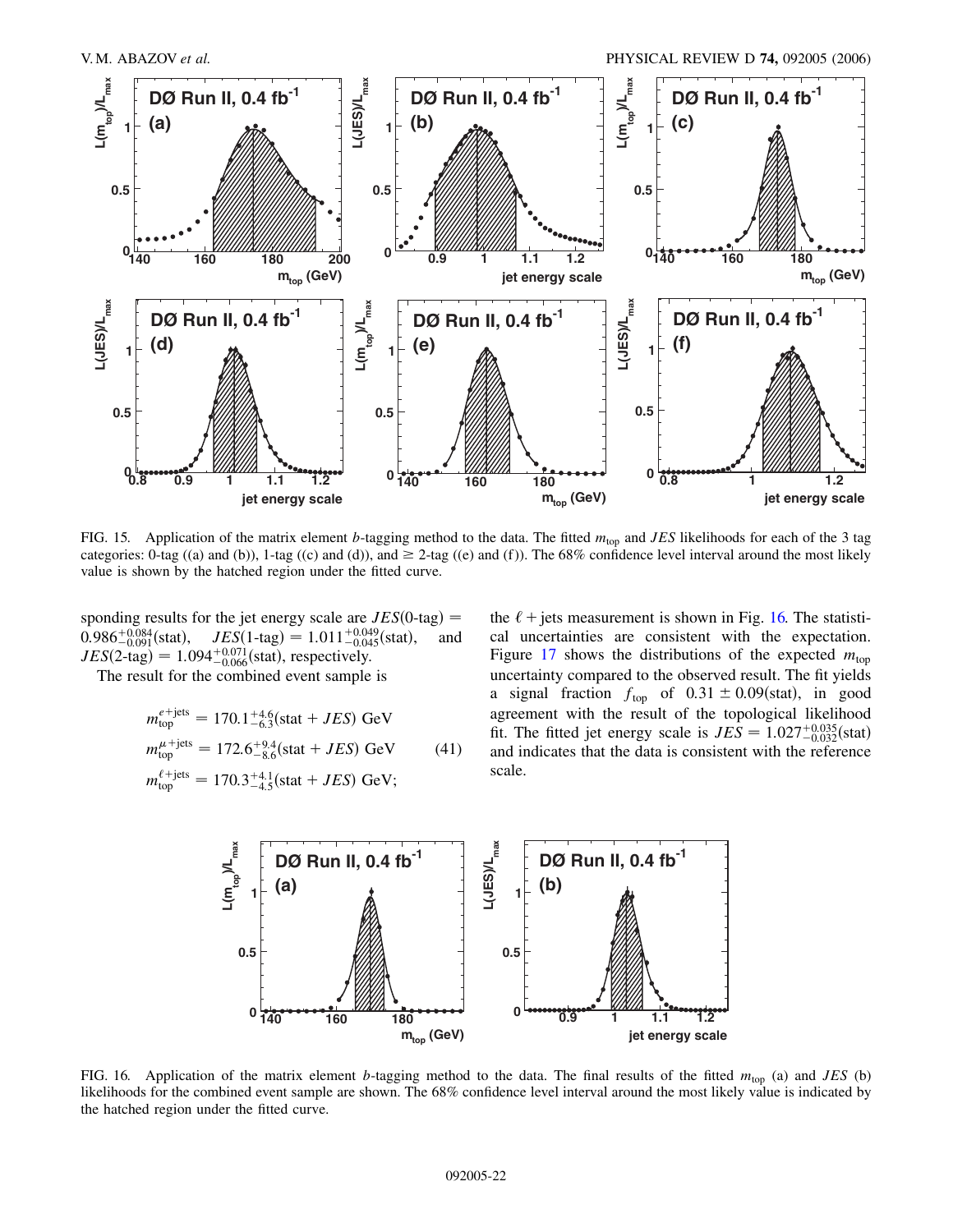FIG. 15. Application of the matrix element $b$-tagging method to the data. The fitted $m_{\mathrm{top}}$ and $JES$ likelihoods for each of the 3 tag categories: 0-tag ((a) and (b)), 1-tag ((c) and (d)), and $\geq 2$-tag ((e) and (f)). The 68% confidence level interval around the most likely value is shown by the hatched region under the fitted curve.

sponding results for the jet energy scale are $JES(\text{0-tag}) = 0.986^{+0.084}_{-0.091}(\text{stat})$, $JES(\text{1-tag}) = 1.011^{+0.049}_{-0.045}(\text{stat})$, and $JES(\text{2-tag}) = 1.094^{+0.071}_{-0.066}(\text{stat})$, respectively.

The result for the combined event sample is

$$
\begin{aligned}
m_{\mathrm{top}}^{e+\mathrm{jets}} &= 170.1^{+4.6}_{-6.3}(\text{stat} + JES)\ \text{GeV} \\
m_{\mathrm{top}}^{\mu+\mathrm{jets}} &= 172.6^{+9.4}_{-8.6}(\text{stat} + JES)\ \text{GeV} \\
m_{\mathrm{top}}^{\ell+\mathrm{jets}} &= 170.3^{+4.1}_{-4.5}(\text{stat} + JES)\ \text{GeV};
\end{aligned}
\tag{41}
$$

the $\ell +$ jets measurement is shown in Fig. 16. The statistical uncertainties are consistent with the expectation. Figure 17 shows the distributions of the expected $m_{\mathrm{top}}$ uncertainty compared to the observed result. The fit yields a signal fraction $f_{\mathrm{top}}$ of $0.31 \pm 0.09(\text{stat})$, in good agreement with the result of the topological likelihood fit. The fitted jet energy scale is $JES = 1.027^{+0.035}_{-0.032}(\text{stat})$ and indicates that the data is consistent with the reference scale.

FIG. 16. Application of the matrix element $b$-tagging method to the data. The final results of the fitted $m_{\mathrm{top}}$ (a) and $JES$ (b) likelihoods for the combined event sample are shown. The 68% confidence level interval around the most likely value is indicated by the hatched region under the fitted curve.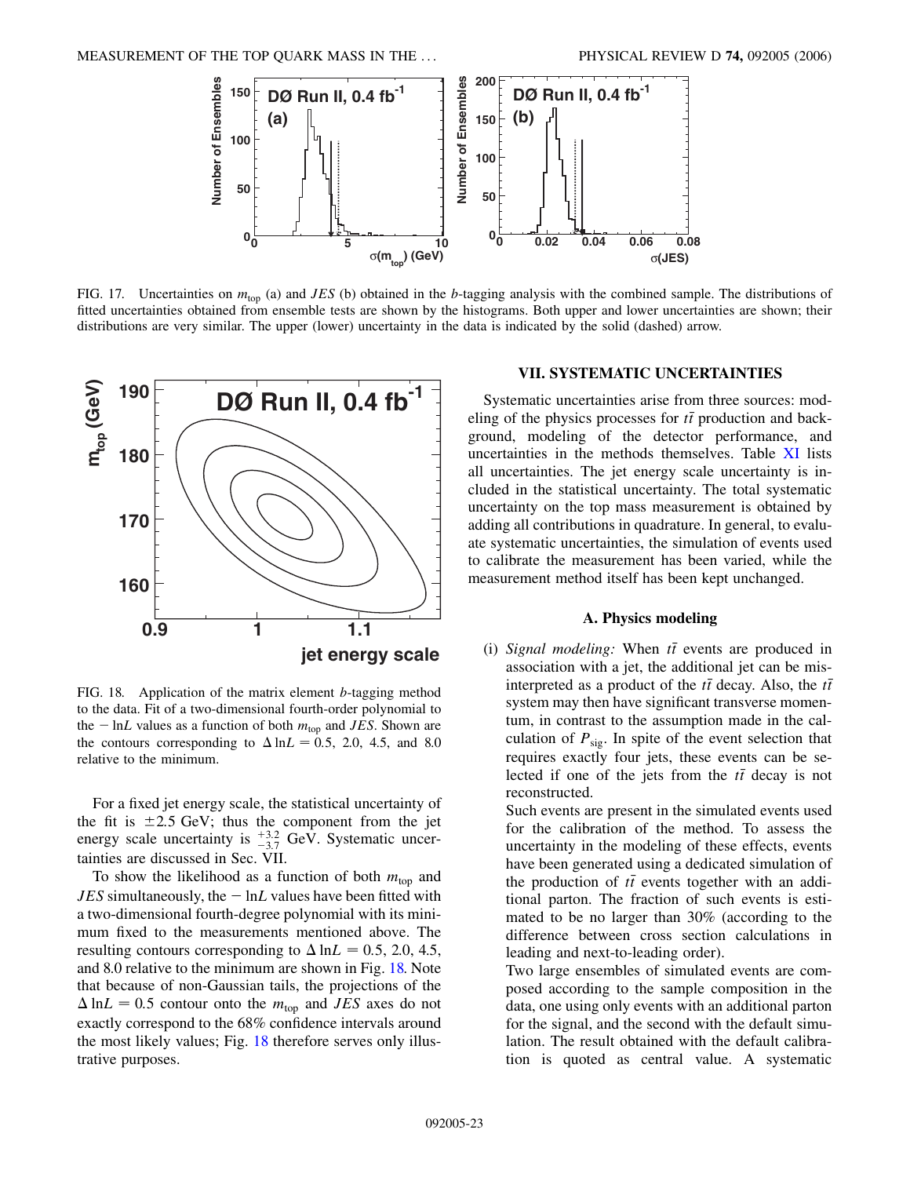FIG. 17. Uncertainties on $m_{\rm top}$ (a) and $JES$ (b) obtained in the $b$-tagging analysis with the combined sample. The distributions of fitted uncertainties obtained from ensemble tests are shown by the histograms. Both upper and lower uncertainties are shown; their distributions are very similar. The upper (lower) uncertainty in the data is indicated by the solid (dashed) arrow.

FIG. 18. Application of the matrix element $b$-tagging method to the data. Fit of a two-dimensional fourth-order polynomial to the $-\ln L$ values as a function of both $m_{\rm top}$ and $JES$. Shown are the contours corresponding to $\Delta \ln L = 0.5$, 2.0, 4.5, and 8.0 relative to the minimum.

For a fixed jet energy scale, the statistical uncertainty of the fit is $\pm 2.5$ GeV; thus the component from the jet energy scale uncertainty is $^{+3.2}_{-3.7}$ GeV. Systematic uncertainties are discussed in Sec. VII.

To show the likelihood as a function of both $m_{\rm top}$ and $JES$ simultaneously, the $-\ln L$ values have been fitted with a two-dimensional fourth-degree polynomial with its minimum fixed to the measurements mentioned above. The resulting contours corresponding to $\Delta \ln L = 0.5$, 2.0, 4.5, and 8.0 relative to the minimum are shown in Fig. 18. Note that because of non-Gaussian tails, the projections of the $\Delta \ln L = 0.5$ contour onto the $m_{\rm top}$ and $JES$ axes do not exactly correspond to the 68% confidence intervals around the most likely values; Fig. 18 therefore serves only illustrative purposes.

## VII. SYSTEMATIC UNCERTAINTIES

Systematic uncertainties arise from three sources: modeling of the physics processes for $t\bar{t}$ production and background, modeling of the detector performance, and uncertainties in the methods themselves. Table XI lists all uncertainties. The jet energy scale uncertainty is included in the statistical uncertainty. The total systematic uncertainty on the top mass measurement is obtained by adding all contributions in quadrature. In general, to evaluate systematic uncertainties, the simulation of events used to calibrate the measurement has been varied, while the measurement method itself has been kept unchanged.

### A. Physics modeling

(i) *Signal modeling:* When $t\bar{t}$ events are produced in association with a jet, the additional jet can be misinterpreted as a product of the $t\bar{t}$ decay. Also, the $t\bar{t}$ system may then have significant transverse momentum, in contrast to the assumption made in the calculation of $P_{\rm sig}$. In spite of the event selection that requires exactly four jets, these events can be selected if one of the jets from the $t\bar{t}$ decay is not reconstructed.

Such events are present in the simulated events used for the calibration of the method. To assess the uncertainty in the modeling of these effects, events have been generated using a dedicated simulation of the production of $t\bar{t}$ events together with an additional parton. The fraction of such events is estimated to be no larger than 30% (according to the difference between cross section calculations in leading and next-to-leading order).

Two large ensembles of simulated events are composed according to the sample composition in the data, one using only events with an additional parton for the signal, and the second with the default simulation. The result obtained with the default calibration is quoted as central value. A systematic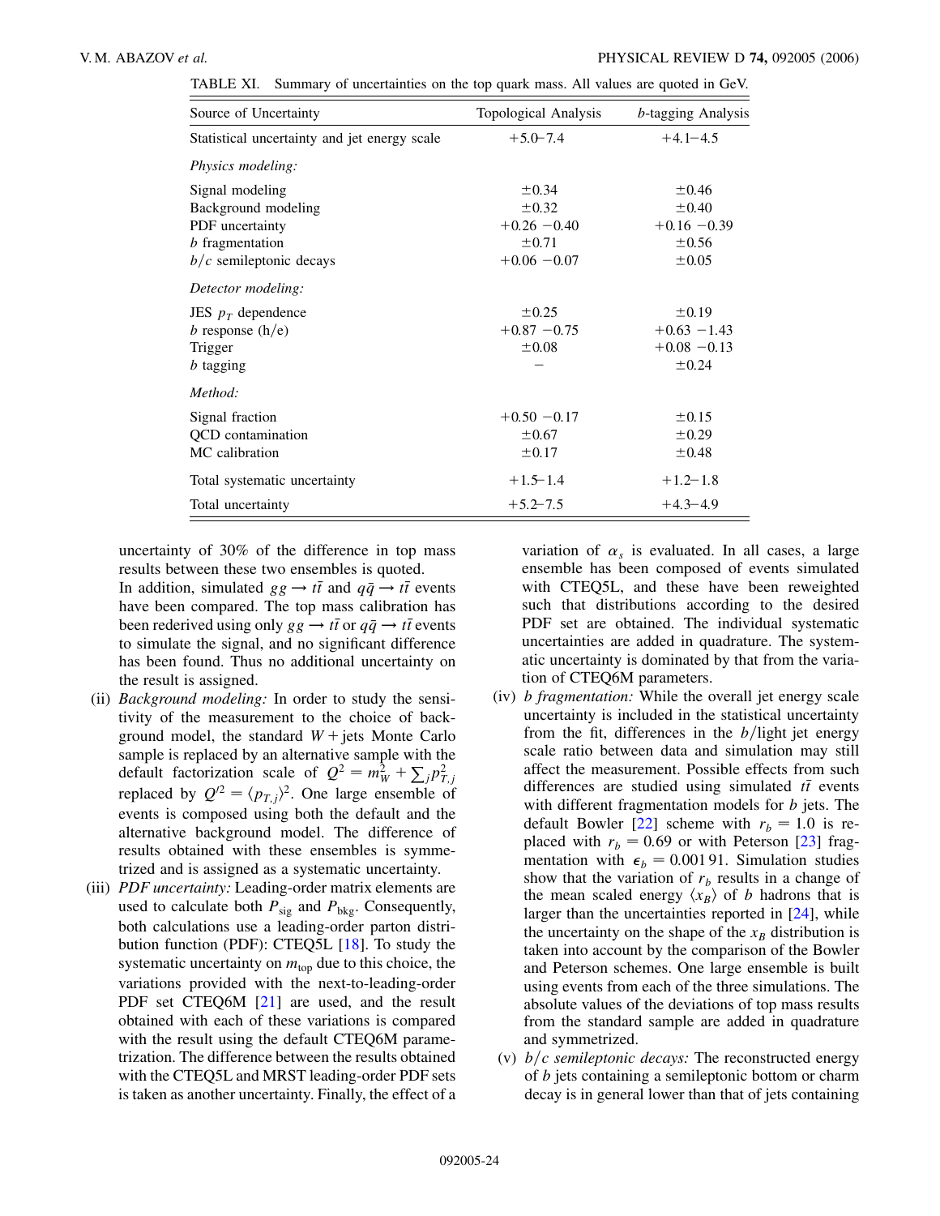TABLE XI. Summary of uncertainties on the top quark mass. All values are quoted in GeV.

| Source of Uncertainty | Topological Analysis | $b$-tagging Analysis |
|---|---|---|
| Statistical uncertainty and jet energy scale | $+5.0-7.4$ | $+4.1-4.5$ |
| *Physics modeling:* | | |
| Signal modeling | $\pm 0.34$ | $\pm 0.46$ |
| Background modeling | $\pm 0.32$ | $\pm 0.40$ |
| PDF uncertainty | $+0.26$ $-0.40$ | $+0.16$ $-0.39$ |
| $b$ fragmentation | $\pm 0.71$ | $\pm 0.56$ |
| $b/c$ semileptonic decays | $+0.06$ $-0.07$ | $\pm 0.05$ |
| *Detector modeling:* | | |
| JES $p_T$ dependence | $\pm 0.25$ | $\pm 0.19$ |
| $b$ response (h/e) | $+0.87$ $-0.75$ | $+0.63$ $-1.43$ |
| Trigger | $\pm 0.08$ | $+0.08$ $-0.13$ |
| $b$ tagging | – | $\pm 0.24$ |
| *Method:* | | |
| Signal fraction | $+0.50$ $-0.17$ | $\pm 0.15$ |
| QCD contamination | $\pm 0.67$ | $\pm 0.29$ |
| MC calibration | $\pm 0.17$ | $\pm 0.48$ |
| Total systematic uncertainty | $+1.5-1.4$ | $+1.2-1.8$ |
| Total uncertainty | $+5.2-7.5$ | $+4.3-4.9$ |

uncertainty of 30% of the difference in top mass results between these two ensembles is quoted.

In addition, simulated $gg \to t\bar{t}$ and $q\bar{q} \to t\bar{t}$ events have been compared. The top mass calibration has been rederived using only $gg \to t\bar{t}$ or $q\bar{q} \to t\bar{t}$ events to simulate the signal, and no significant difference has been found. Thus no additional uncertainty on the result is assigned.

(ii) *Background modeling:* In order to study the sensitivity of the measurement to the choice of background model, the standard $W+$jets Monte Carlo sample is replaced by an alternative sample with the default factorization scale of $Q^2 = m_W^2 + \sum_j p_{T,j}^2$ replaced by $Q'^2 = \langle p_{T,j} \rangle^2$. One large ensemble of events is composed using both the default and the alternative background model. The difference of results obtained with these ensembles is symmetrized and is assigned as a systematic uncertainty.

(iii) *PDF uncertainty:* Leading-order matrix elements are used to calculate both $P_{\rm sig}$ and $P_{\rm bkg}$. Consequently, both calculations use a leading-order parton distribution function (PDF): CTEQ5L [18]. To study the systematic uncertainty on $m_{\rm top}$ due to this choice, the variations provided with the next-to-leading-order PDF set CTEQ6M [21] are used, and the result obtained with each of these variations is compared with the result using the default CTEQ6M parametrization. The difference between the results obtained with the CTEQ5L and MRST leading-order PDF sets is taken as another uncertainty. Finally, the effect of a variation of $\alpha_s$ is evaluated. In all cases, a large ensemble has been composed of events simulated with CTEQ5L, and these have been reweighted such that distributions according to the desired PDF set are obtained. The individual systematic uncertainties are added in quadrature. The systematic uncertainty is dominated by that from the variation of CTEQ6M parameters.

(iv) *b fragmentation:* While the overall jet energy scale uncertainty is included in the statistical uncertainty from the fit, differences in the $b$/light jet energy scale ratio between data and simulation may still affect the measurement. Possible effects from such differences are studied using simulated $t\bar{t}$ events with different fragmentation models for $b$ jets. The default Bowler [22] scheme with $r_b = 1.0$ is replaced with $r_b = 0.69$ or with Peterson [23] fragmentation with $\epsilon_b = 0.00191$. Simulation studies show that the variation of $r_b$ results in a change of the mean scaled energy $\langle x_B \rangle$ of $b$ hadrons that is larger than the uncertainties reported in [24], while the uncertainty on the shape of the $x_B$ distribution is taken into account by the comparison of the Bowler and Peterson schemes. One large ensemble is built using events from each of the three simulations. The absolute values of the deviations of top mass results from the standard sample are added in quadrature and symmetrized.

(v) *b/c semileptonic decays:* The reconstructed energy of $b$ jets containing a semileptonic bottom or charm decay is in general lower than that of jets containing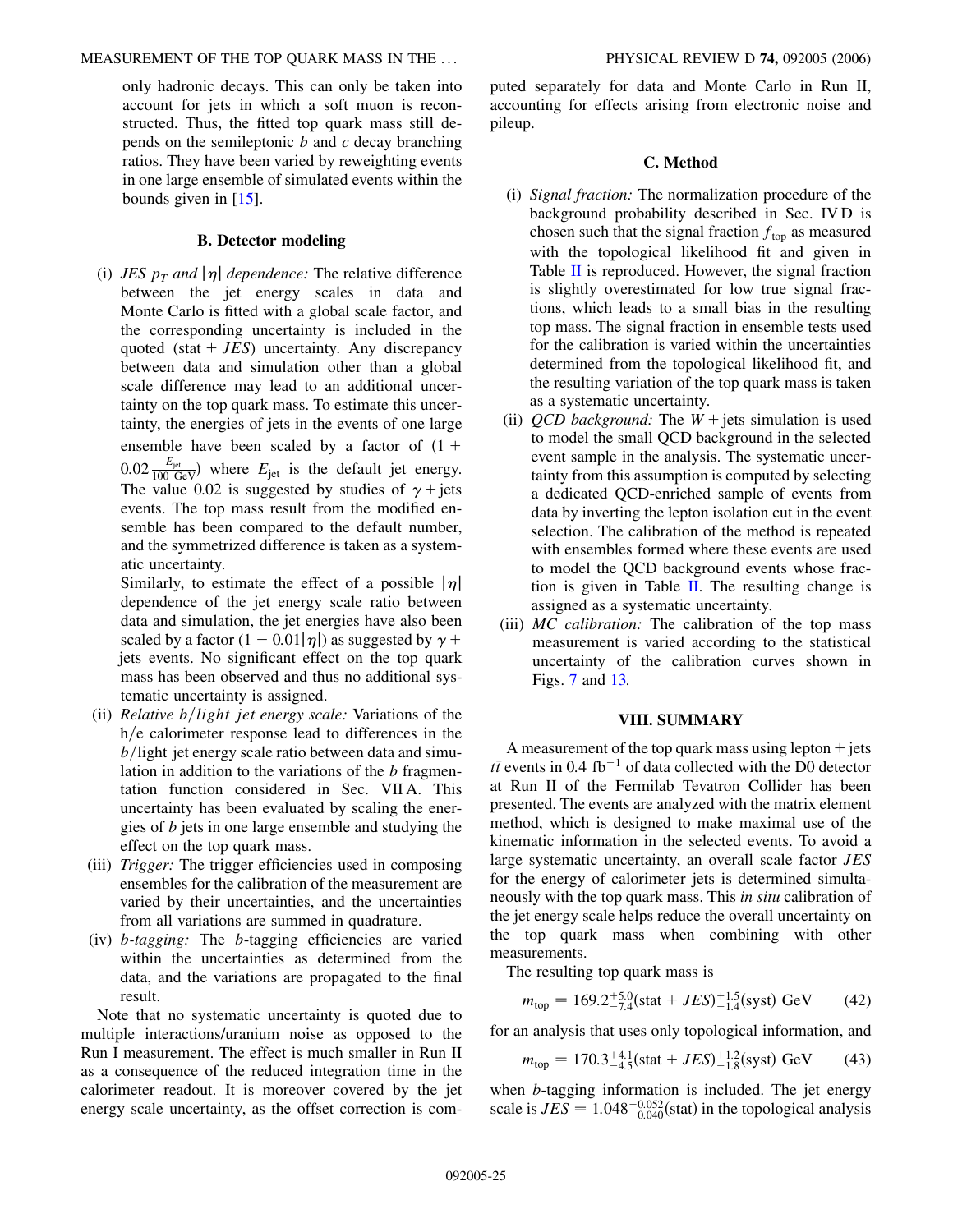only hadronic decays. This can only be taken into account for jets in which a soft muon is reconstructed. Thus, the fitted top quark mass still depends on the semileptonic $b$ and $c$ decay branching ratios. They have been varied by reweighting events in one large ensemble of simulated events within the bounds given in [15].

### B. Detector modeling

(i) *JES $p_T$ and $|\eta|$ dependence:* The relative difference between the jet energy scales in data and Monte Carlo is fitted with a global scale factor, and the corresponding uncertainty is included in the quoted (stat + $JES$) uncertainty. Any discrepancy between data and simulation other than a global scale difference may lead to an additional uncertainty on the top quark mass. To estimate this uncertainty, the energies of jets in the events of one large ensemble have been scaled by a factor of $(1 + 0.02\frac{E_{\text{jet}}}{100\ \text{GeV}})$ where $E_{\text{jet}}$ is the default jet energy. The value 0.02 is suggested by studies of $\gamma$ + jets events. The top mass result from the modified ensemble has been compared to the default number, and the symmetrized difference is taken as a systematic uncertainty.
Similarly, to estimate the effect of a possible $|\eta|$ dependence of the jet energy scale ratio between data and simulation, the jet energies have also been scaled by a factor $(1 - 0.01|\eta|)$ as suggested by $\gamma$ + jets events. No significant effect on the top quark mass has been observed and thus no additional systematic uncertainty is assigned.

(ii) *Relative b/light jet energy scale:* Variations of the h/e calorimeter response lead to differences in the $b$/light jet energy scale ratio between data and simulation in addition to the variations of the $b$ fragmentation function considered in Sec. VII A. This uncertainty has been evaluated by scaling the energies of $b$ jets in one large ensemble and studying the effect on the top quark mass.

(iii) *Trigger:* The trigger efficiencies used in composing ensembles for the calibration of the measurement are varied by their uncertainties, and the uncertainties from all variations are summed in quadrature.

(iv) *b-tagging:* The $b$-tagging efficiencies are varied within the uncertainties as determined from the data, and the variations are propagated to the final result.

Note that no systematic uncertainty is quoted due to multiple interactions/uranium noise as opposed to the Run I measurement. The effect is much smaller in Run II as a consequence of the reduced integration time in the calorimeter readout. It is moreover covered by the jet energy scale uncertainty, as the offset correction is computed separately for data and Monte Carlo in Run II, accounting for effects arising from electronic noise and pileup.

### C. Method

(i) *Signal fraction:* The normalization procedure of the background probability described in Sec. IV D is chosen such that the signal fraction $f_{\text{top}}$ as measured with the topological likelihood fit and given in Table II is reproduced. However, the signal fraction is slightly overestimated for low true signal fractions, which leads to a small bias in the resulting top mass. The signal fraction in ensemble tests used for the calibration is varied within the uncertainties determined from the topological likelihood fit, and the resulting variation of the top quark mass is taken as a systematic uncertainty.

(ii) *QCD background:* The $W$ + jets simulation is used to model the small QCD background in the selected event sample in the analysis. The systematic uncertainty from this assumption is computed by selecting a dedicated QCD-enriched sample of events from data by inverting the lepton isolation cut in the event selection. The calibration of the method is repeated with ensembles formed where these events are used to model the QCD background events whose fraction is given in Table II. The resulting change is assigned as a systematic uncertainty.

(iii) *MC calibration:* The calibration of the top mass measurement is varied according to the statistical uncertainty of the calibration curves shown in Figs. 7 and 13.

## VIII. SUMMARY

A measurement of the top quark mass using lepton + jets $t\bar{t}$ events in 0.4 fb$^{-1}$ of data collected with the D0 detector at Run II of the Fermilab Tevatron Collider has been presented. The events are analyzed with the matrix element method, which is designed to make maximal use of the kinematic information in the selected events. To avoid a large systematic uncertainty, an overall scale factor $JES$ for the energy of calorimeter jets is determined simultaneously with the top quark mass. This *in situ* calibration of the jet energy scale helps reduce the overall uncertainty on the top quark mass when combining with other measurements.

The resulting top quark mass is

$$m_{\text{top}} = 169.2^{+5.0}_{-7.4}(\text{stat} + JES)^{+1.5}_{-1.4}(\text{syst})\ \text{GeV} \qquad (42)$$

for an analysis that uses only topological information, and

$$m_{\text{top}} = 170.3^{+4.1}_{-4.5}(\text{stat} + JES)^{+1.2}_{-1.8}(\text{syst})\ \text{GeV} \qquad (43)$$

when $b$-tagging information is included. The jet energy scale is $JES = 1.048^{+0.052}_{-0.040}(\text{stat})$ in the topological analysis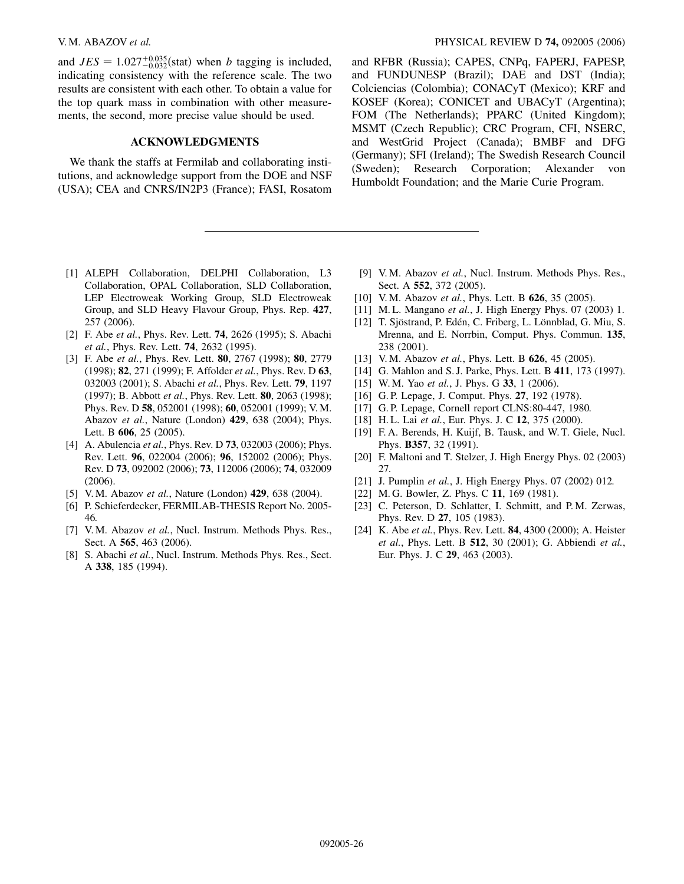and $JES = 1.027^{+0.035}_{-0.032}$(stat) when $b$ tagging is included, indicating consistency with the reference scale. The two results are consistent with each other. To obtain a value for the top quark mass in combination with other measurements, the second, more precise value should be used.

## ACKNOWLEDGMENTS

We thank the staffs at Fermilab and collaborating institutions, and acknowledge support from the DOE and NSF (USA); CEA and CNRS/IN2P3 (France); FASI, Rosatom and RFBR (Russia); CAPES, CNPq, FAPERJ, FAPESP, and FUNDUNESP (Brazil); DAE and DST (India); Colciencias (Colombia); CONACyT (Mexico); KRF and KOSEF (Korea); CONICET and UBACyT (Argentina); FOM (The Netherlands); PPARC (United Kingdom); MSMT (Czech Republic); CRC Program, CFI, NSERC, and WestGrid Project (Canada); BMBF and DFG (Germany); SFI (Ireland); The Swedish Research Council (Sweden); Research Corporation; Alexander von Humboldt Foundation; and the Marie Curie Program.

---

[1] ALEPH Collaboration, DELPHI Collaboration, L3 Collaboration, OPAL Collaboration, SLD Collaboration, LEP Electroweak Working Group, SLD Electroweak Group, and SLD Heavy Flavour Group, Phys. Rep. **427**, 257 (2006).

[2] F. Abe *et al.*, Phys. Rev. Lett. **74**, 2626 (1995); S. Abachi *et al.*, Phys. Rev. Lett. **74**, 2632 (1995).

[3] F. Abe *et al.*, Phys. Rev. Lett. **80**, 2767 (1998); **80**, 2779 (1998); **82**, 271 (1999); F. Affolder *et al.*, Phys. Rev. D **63**, 032003 (2001); S. Abachi *et al.*, Phys. Rev. Lett. **79**, 1197 (1997); B. Abbott *et al.*, Phys. Rev. Lett. **80**, 2063 (1998); Phys. Rev. D **58**, 052001 (1998); **60**, 052001 (1999); V. M. Abazov *et al.*, Nature (London) **429**, 638 (2004); Phys. Lett. B **606**, 25 (2005).

[4] A. Abulencia *et al.*, Phys. Rev. D **73**, 032003 (2006); Phys. Rev. Lett. **96**, 022004 (2006); **96**, 152002 (2006); Phys. Rev. D **73**, 092002 (2006); **73**, 112006 (2006); **74**, 032009 (2006).

[5] V. M. Abazov *et al.*, Nature (London) **429**, 638 (2004).

[6] P. Schieferdecker, FERMILAB-THESIS Report No. 2005-46.

[7] V. M. Abazov *et al.*, Nucl. Instrum. Methods Phys. Res., Sect. A **565**, 463 (2006).

[8] S. Abachi *et al.*, Nucl. Instrum. Methods Phys. Res., Sect. A **338**, 185 (1994).

[9] V. M. Abazov *et al.*, Nucl. Instrum. Methods Phys. Res., Sect. A **552**, 372 (2005).

[10] V. M. Abazov *et al.*, Phys. Lett. B **626**, 35 (2005).

[11] M. L. Mangano *et al.*, J. High Energy Phys. 07 (2003) 1.

[12] T. Sjöstrand, P. Edén, C. Friberg, L. Lönnblad, G. Miu, S. Mrenna, and E. Norrbin, Comput. Phys. Commun. **135**, 238 (2001).

[13] V. M. Abazov *et al.*, Phys. Lett. B **626**, 45 (2005).

[14] G. Mahlon and S. J. Parke, Phys. Lett. B **411**, 173 (1997).

[15] W. M. Yao *et al.*, J. Phys. G **33**, 1 (2006).

[16] G. P. Lepage, J. Comput. Phys. **27**, 192 (1978).

[17] G. P. Lepage, Cornell report CLNS:80-447, 1980.

[18] H. L. Lai *et al.*, Eur. Phys. J. C **12**, 375 (2000).

[19] F. A. Berends, H. Kuijf, B. Tausk, and W. T. Giele, Nucl. Phys. **B357**, 32 (1991).

[20] F. Maltoni and T. Stelzer, J. High Energy Phys. 02 (2003) 27.

[21] J. Pumplin *et al.*, J. High Energy Phys. 07 (2002) 012.

[22] M. G. Bowler, Z. Phys. C **11**, 169 (1981).

[23] C. Peterson, D. Schlatter, I. Schmitt, and P. M. Zerwas, Phys. Rev. D **27**, 105 (1983).

[24] K. Abe *et al.*, Phys. Rev. Lett. **84**, 4300 (2000); A. Heister *et al.*, Phys. Lett. B **512**, 30 (2001); G. Abbiendi *et al.*, Eur. Phys. J. C **29**, 463 (2003).